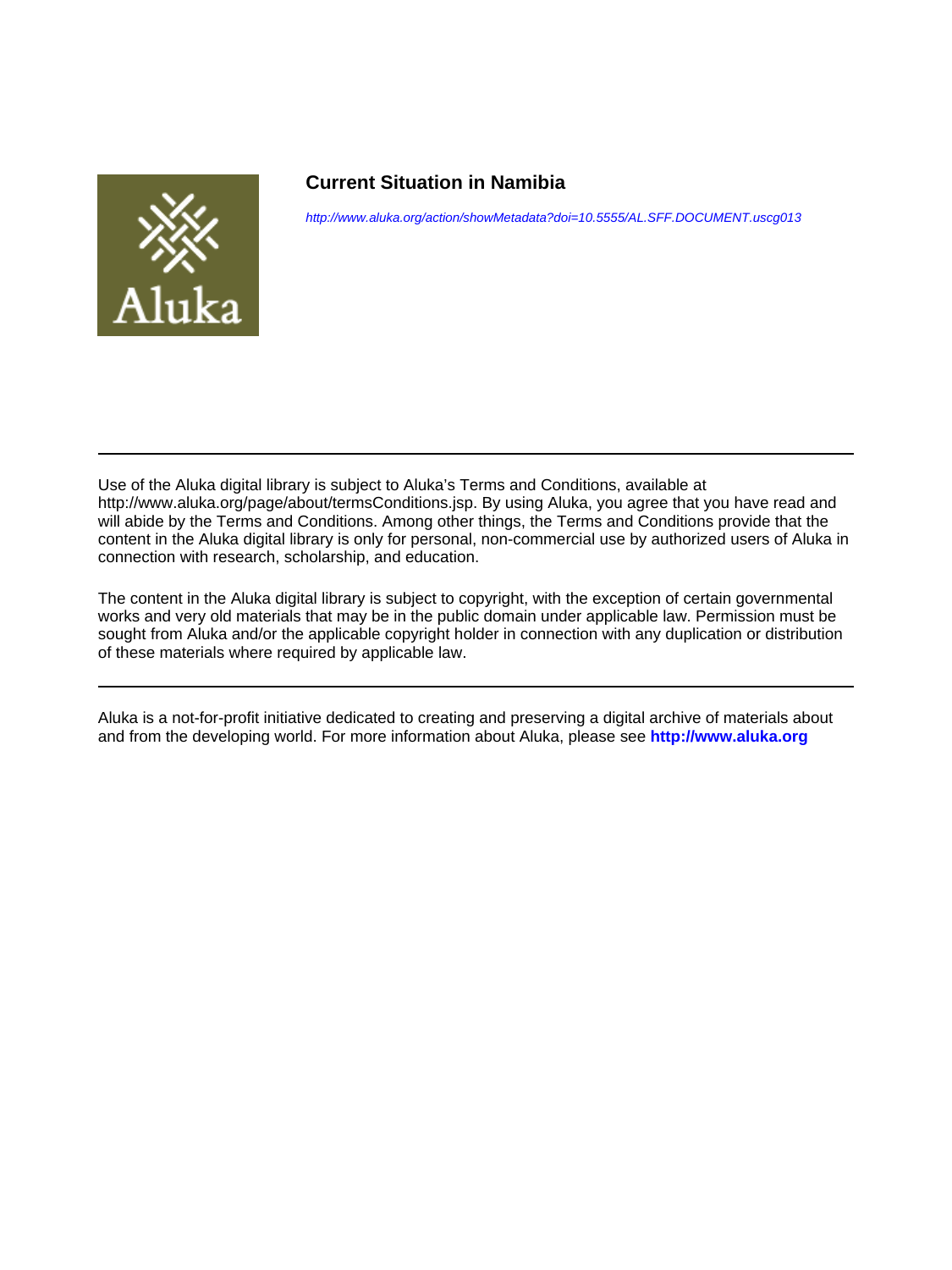# Current Situation in Namibia

http://www.aluka.org/action/showMetadata?doi=10.5555/AL.SFF.DOCUMENT.uscg013

---

Use of the Aluka digital library is subject to Aluka's Terms and Conditions, available at http://www.aluka.org/page/about/termsConditions.jsp. By using Aluka, you agree that you have read and will abide by the Terms and Conditions. Among other things, the Terms and Conditions provide that the content in the Aluka digital library is only for personal, non-commercial use by authorized users of Aluka in connection with research, scholarship, and education.

The content in the Aluka digital library is subject to copyright, with the exception of certain governmental works and very old materials that may be in the public domain under applicable law. Permission must be sought from Aluka and/or the applicable copyright holder in connection with any duplication or distribution of these materials where required by applicable law.

---

Aluka is a not-for-profit initiative dedicated to creating and preserving a digital archive of materials about and from the developing world. For more information about Aluka, please see **http://www.aluka.org**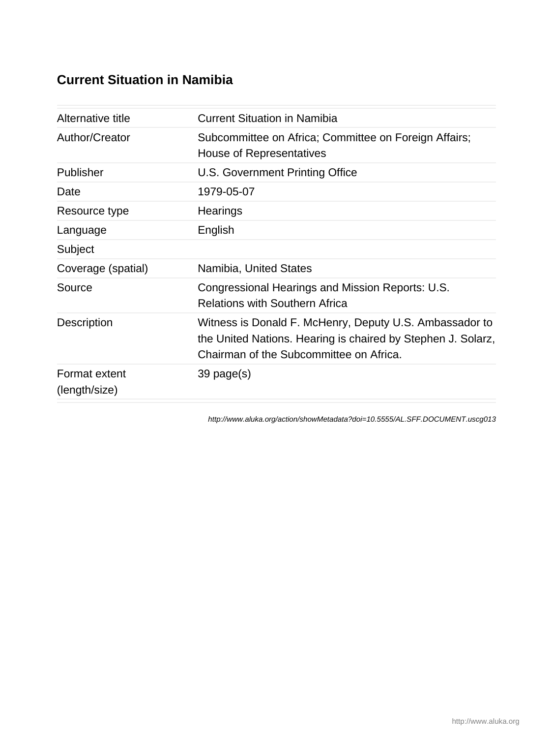# Current Situation in Namibia

| | |
|---|---|
| Alternative title | Current Situation in Namibia |
| Author/Creator | Subcommittee on Africa; Committee on Foreign Affairs; House of Representatives |
| Publisher | U.S. Government Printing Office |
| Date | 1979-05-07 |
| Resource type | Hearings |
| Language | English |
| Subject | |
| Coverage (spatial) | Namibia, United States |
| Source | Congressional Hearings and Mission Reports: U.S. Relations with Southern Africa |
| Description | Witness is Donald F. McHenry, Deputy U.S. Ambassador to the United Nations. Hearing is chaired by Stephen J. Solarz, Chairman of the Subcommittee on Africa. |
| Format extent (length/size) | 39 page(s) |

*http://www.aluka.org/action/showMetadata?doi=10.5555/AL.SFF.DOCUMENT.uscg013*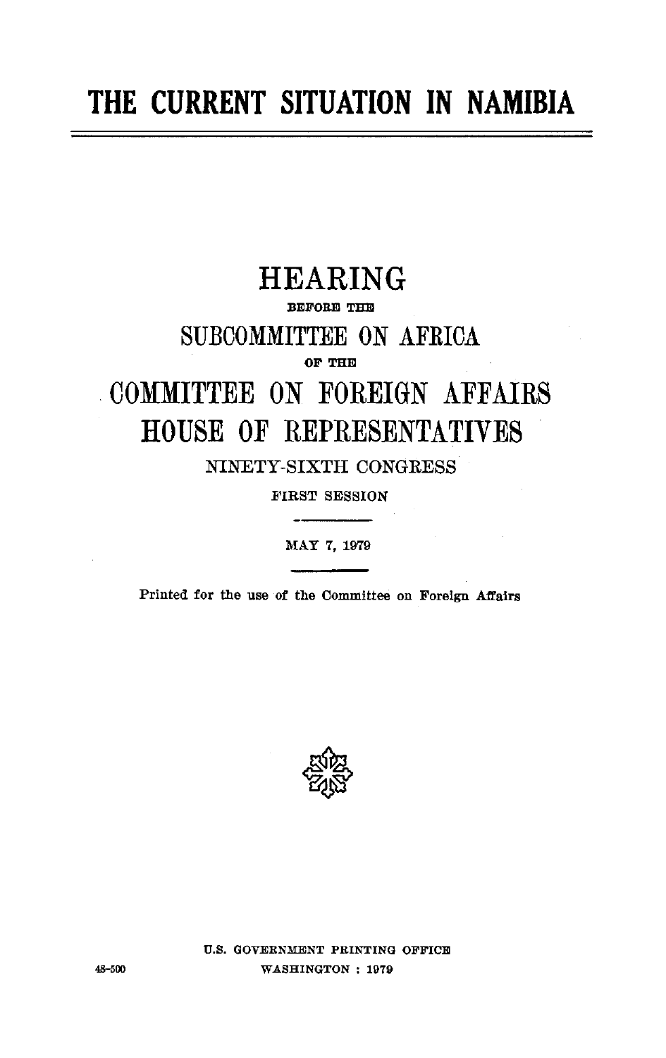# THE CURRENT SITUATION IN NAMIBIA

## HEARING

BEFORE THE

## SUBCOMMITTEE ON AFRICA

OF THE

## COMMITTEE ON FOREIGN AFFAIRS

## HOUSE OF REPRESENTATIVES

NINETY-SIXTH CONGRESS

FIRST SESSION

MAY 7, 1979

Printed for the use of the Committee on Foreign Affairs

U.S. GOVERNMENT PRINTING OFFICE

48-500 WASHINGTON : 1979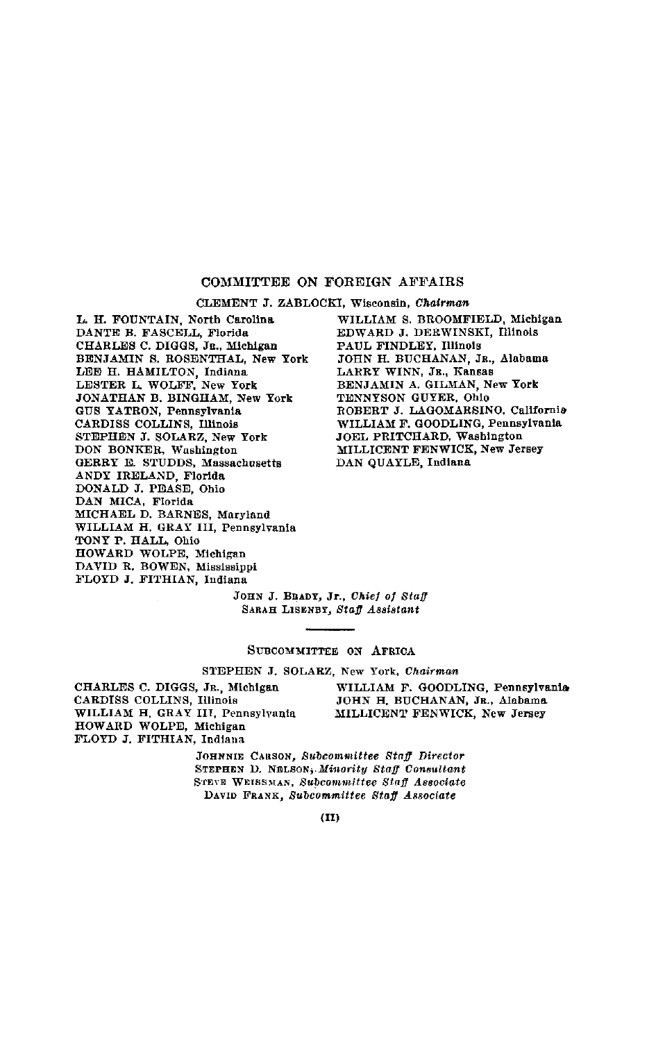## COMMITTEE ON FOREIGN AFFAIRS

CLEMENT J. ZABLOCKI, Wisconsin, *Chairman*

L. H. FOUNTAIN, North Carolina
DANTE B. FASCELL, Florida
CHARLES C. DIGGS, JR., Michigan
BENJAMIN S. ROSENTHAL, New York
LEE H. HAMILTON, Indiana
LESTER L. WOLFF, New York
JONATHAN B. BINGHAM, New York
GUS YATRON, Pennsylvania
CARDISS COLLINS, Illinois
STEPHEN J. SOLARZ, New York
DON BONKER, Washington
GERRY E. STUDDS, Massachusetts
ANDY IRELAND, Florida
DONALD J. PEASE, Ohio
DAN MICA, Florida
MICHAEL D. BARNES, Maryland
WILLIAM H. GRAY III, Pennsylvania
TONY P. HALL, Ohio
HOWARD WOLPE, Michigan
DAVID R. BOWEN, Mississippi
FLOYD J. FITHIAN, Indiana

WILLIAM S. BROOMFIELD, Michigan
EDWARD J. DERWINSKI, Illinois
PAUL FINDLEY, Illinois
JOHN H. BUCHANAN, JR., Alabama
LARRY WINN, JR., Kansas
BENJAMIN A. GILMAN, New York
TENNYSON GUYER, Ohio
ROBERT J. LAGOMARSINO, California
WILLIAM F. GOODLING, Pennsylvania
JOEL PRITCHARD, Washington
MILLICENT FENWICK, New Jersey
DAN QUAYLE, Indiana

JOHN J. BRADY, Jr., *Chief of Staff*
SARAH LISENBY, *Staff Assistant*

---

## SUBCOMMITTEE ON AFRICA

STEPHEN J. SOLARZ, New York, *Chairman*

CHARLES C. DIGGS, JR., Michigan
CARDISS COLLINS, Illinois
WILLIAM H. GRAY III, Pennsylvania
HOWARD WOLPE, Michigan
FLOYD J. FITHIAN, Indiana

WILLIAM F. GOODLING, Pennsylvania
JOHN H. BUCHANAN, JR., Alabama
MILLICENT FENWICK, New Jersey

JOHNNIE CARSON, *Subcommittee Staff Director*
STEPHEN D. NELSON, *Minority Staff Consultant*
STEVE WEISSMAN, *Subcommittee Staff Associate*
DAVID FRANK, *Subcommittee Staff Associate*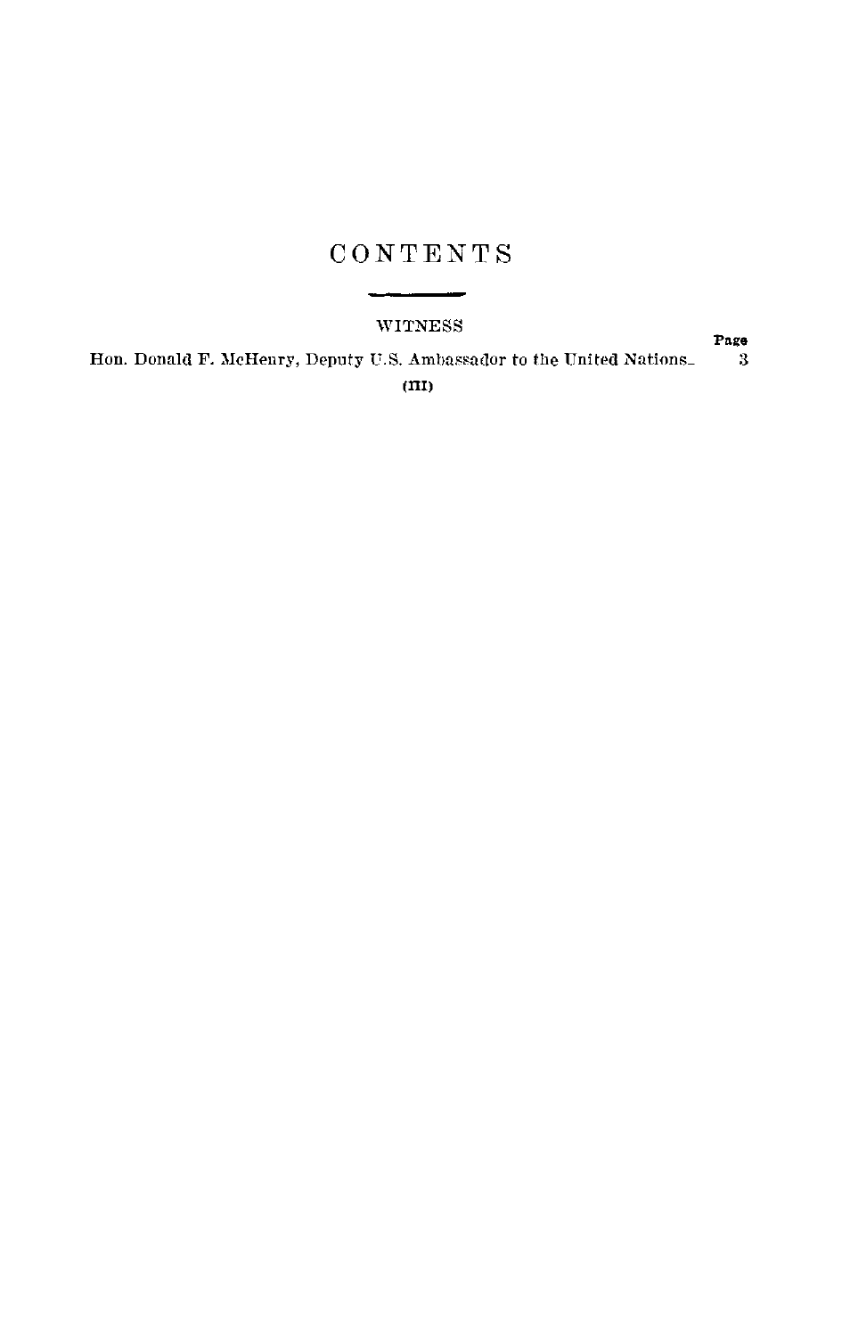# CONTENTS

WITNESS

| | Page |
|---|---|
| Hon. Donald F. McHenry, Deputy U.S. Ambassador to the United Nations | 3 |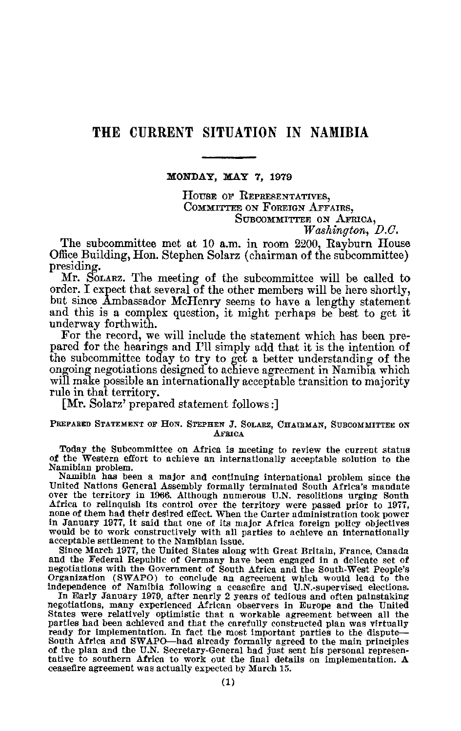# THE CURRENT SITUATION IN NAMIBIA

---

**MONDAY, MAY 7, 1979**

HOUSE OF REPRESENTATIVES,
COMMITTEE ON FOREIGN AFFAIRS,
SUBCOMMITTEE ON AFRICA,
*Washington, D.C.*

The subcommittee met at 10 a.m. in room 2200, Rayburn House Office Building, Hon. Stephen Solarz (chairman of the subcommittee) presiding.

Mr. SOLARZ. The meeting of the subcommittee will be called to order. I expect that several of the other members will be here shortly, but since Ambassador McHenry seems to have a lengthy statement and this is a complex question, it might perhaps be best to get it underway forthwith.

For the record, we will include the statement which has been prepared for the hearings and I'll simply add that it is the intention of the subcommittee today to try to get a better understanding of the ongoing negotiations designed to achieve agreement in Namibia which will make possible an internationally acceptable transition to majority rule in that territory.

[Mr. Solarz' prepared statement follows:]

PREPARED STATEMENT OF HON. STEPHEN J. SOLARZ, CHAIRMAN, SUBCOMMITTEE ON AFRICA

Today the Subcommittee on Africa is meeting to review the current status of the Western effort to achieve an internationally acceptable solution to the Namibian problem.

Namibia has been a major and continuing international problem since the United Nations General Assembly formally terminated South Africa's mandate over the territory in 1966. Although numerous U.N. resolitions urging South Africa to relinquish its control over the territory were passed prior to 1977, none of them had their desired effect. When the Carter administration took power in January 1977, it said that one of its major Africa foreign policy objectives would be to work constructively with all parties to achieve an internationally acceptable settlement to the Namibian issue.

Since March 1977, the United States along with Great Britain, France, Canada and the Federal Republic of Germany have been engaged in a delicate set of negotiations with the Government of South Africa and the South-West People's Organization (SWAPO) to conclude an agreement which would lead to the independence of Namibia following a ceasefire and U.N.-supervised elections.

In Early January 1979, after nearly 2 years of tedious and often painstaking negotiations, many experienced African observers in Europe and the United States were relatively optimistic that a workable agreement between all the parties had been achieved and that the carefully constructed plan was virtually ready for implementation. In fact the most important parties to the dispute—South Africa and SWAPO—had already formally agreed to the main principles of the plan and the U.N. Secretary-General had just sent his personal representative to southern Africa to work out the final details on implementation. A ceasefire agreement was actually expected by March 15.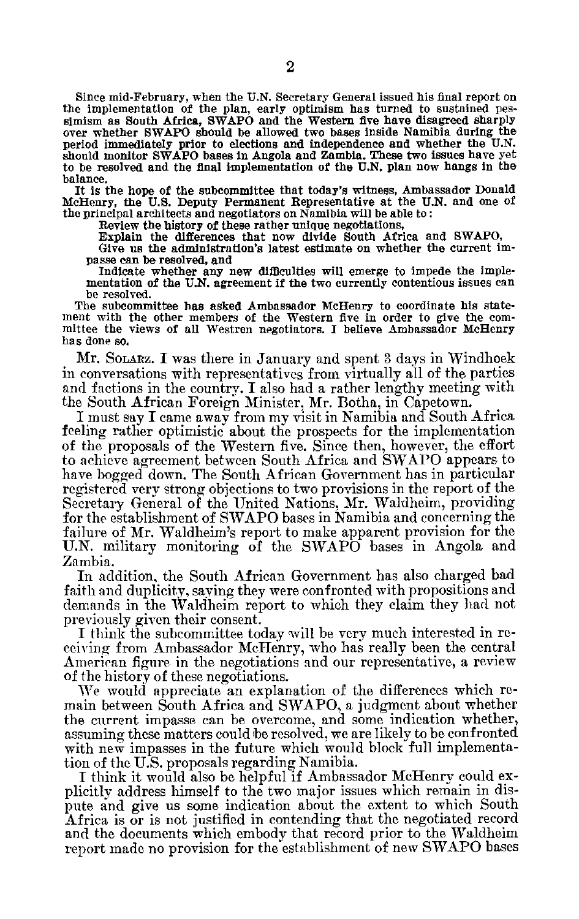Since mid-February, when the U.N. Secretary General issued his final report on the implementation of the plan, early optimism has turned to sustained pessimism as South Africa, SWAPO and the Western five have disagreed sharply over whether SWAPO should be allowed two bases inside Namibia during the period immediately prior to elections and independence and whether the U.N. should monitor SWAPO bases in Angola and Zambia. These two issues have yet to be resolved and the final implementation of the U.N. plan now hangs in the balance.

It is the hope of the subcommittee that today's witness, Ambassador Donald McHenry, the U.S. Deputy Permanent Representative at the U.N. and one of the principal architects and negotiators on Namibia will be able to:

Review the history of these rather unique negotiations,

Explain the differences that now divide South Africa and SWAPO,

Give us the administration's latest estimate on whether the current impasse can be resolved, and

Indicate whether any new difficulties will emerge to impede the implementation of the U.N. agreement if the two currently contentious issues can be resolved.

The subcommittee has asked Ambassador McHenry to coordinate his statement with the other members of the Western five in order to give the committee the views of all Westren negotiators. I believe Ambassador McHenry has done so.

Mr. SOLARZ. I was there in January and spent 3 days in Windhoek in conversations with representatives from virtually all of the parties and factions in the country. I also had a rather lengthy meeting with the South African Foreign Minister, Mr. Botha, in Capetown.

I must say I came away from my visit in Namibia and South Africa feeling rather optimistic about the prospects for the implementation of the proposals of the Western five. Since then, however, the effort to achieve agreement between South Africa and SWAPO appears to have bogged down. The South African Government has in particular registered very strong objections to two provisions in the report of the Secretary General of the United Nations, Mr. Waldheim, providing for the establishment of SWAPO bases in Namibia and concerning the failure of Mr. Waldheim's report to make apparent provision for the U.N. military monitoring of the SWAPO bases in Angola and Zambia.

In addition, the South African Government has also charged bad faith and duplicity, saying they were confronted with propositions and demands in the Waldheim report to which they claim they had not previously given their consent.

I think the subcommittee today will be very much interested in receiving from Ambassador McHenry, who has really been the central American figure in the negotiations and our representative, a review of the history of these negotiations.

We would appreciate an explanation of the differences which remain between South Africa and SWAPO, a judgment about whether the current impasse can be overcome, and some indication whether, assuming these matters could be resolved, we are likely to be confronted with new impasses in the future which would block full implementation of the U.S. proposals regarding Namibia.

I think it would also be helpful if Ambassador McHenry could explicitly address himself to the two major issues which remain in dispute and give us some indication about the extent to which South Africa is or is not justified in contending that the negotiated record and the documents which embody that record prior to the Waldheim report made no provision for the establishment of new SWAPO bases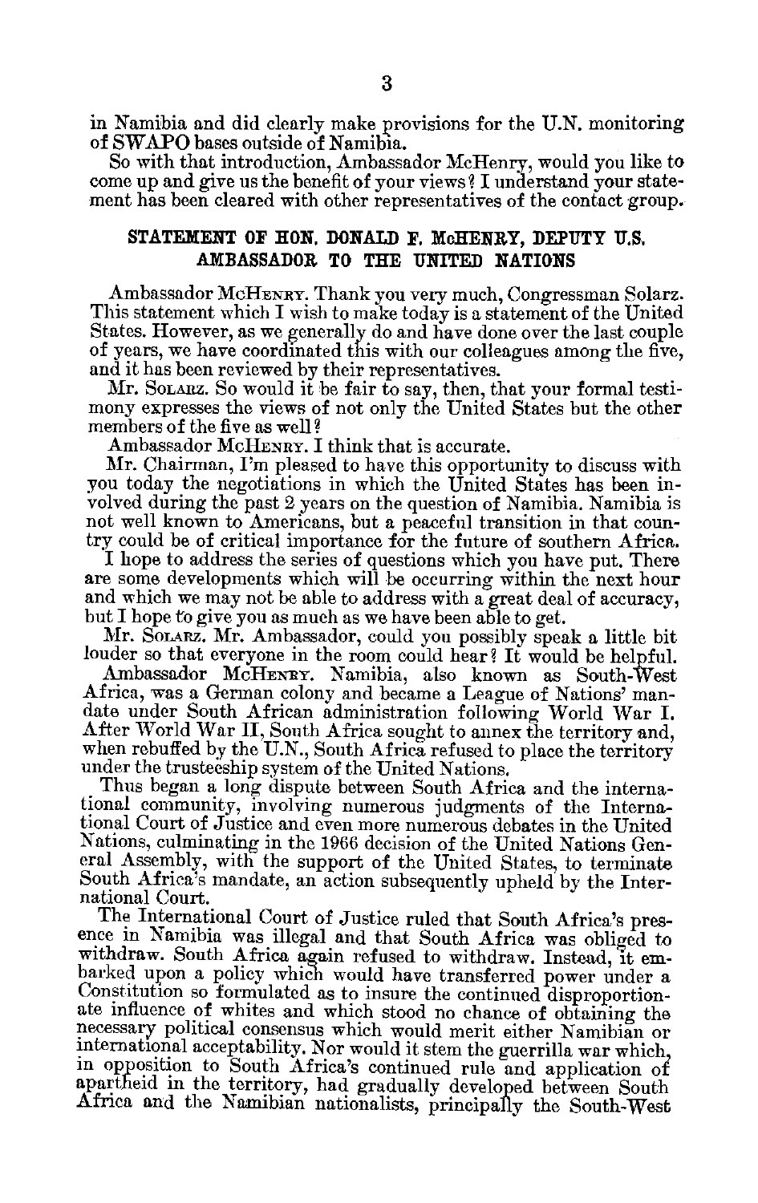in Namibia and did clearly make provisions for the U.N. monitoring of SWAPO bases outside of Namibia.

So with that introduction, Ambassador McHenry, would you like to come up and give us the benefit of your views? I understand your statement has been cleared with other representatives of the contact group.

## STATEMENT OF HON. DONALD F. McHENRY, DEPUTY U.S. AMBASSADOR TO THE UNITED NATIONS

Ambassador McHENRY. Thank you very much, Congressman Solarz. This statement which I wish to make today is a statement of the United States. However, as we generally do and have done over the last couple of years, we have coordinated this with our colleagues among the five, and it has been reviewed by their representatives.

Mr. SOLARZ. So would it be fair to say, then, that your formal testimony expresses the views of not only the United States but the other members of the five as well?

Ambassador McHENRY. I think that is accurate.

Mr. Chairman, I'm pleased to have this opportunity to discuss with you today the negotiations in which the United States has been involved during the past 2 years on the question of Namibia. Namibia is not well known to Americans, but a peaceful transition in that country could be of critical importance for the future of southern Africa.

I hope to address the series of questions which you have put. There are some developments which will be occurring within the next hour and which we may not be able to address with a great deal of accuracy, but I hope to give you as much as we have been able to get.

Mr. SOLARZ. Mr. Ambassador, could you possibly speak a little bit louder so that everyone in the room could hear? It would be helpful.

Ambassador McHENRY. Namibia, also known as South-West Africa, was a German colony and became a League of Nations' mandate under South African administration following World War I. After World War II, South Africa sought to annex the territory and, when rebuffed by the U.N., South Africa refused to place the territory under the trusteeship system of the United Nations.

Thus began a long dispute between South Africa and the international community, involving numerous judgments of the International Court of Justice and even more numerous debates in the United Nations, culminating in the 1966 decision of the United Nations General Assembly, with the support of the United States, to terminate South Africa's mandate, an action subsequently upheld by the International Court.

The International Court of Justice ruled that South Africa's presence in Namibia was illegal and that South Africa was obliged to withdraw. South Africa again refused to withdraw. Instead, it embarked upon a policy which would have transferred power under a Constitution so formulated as to insure the continued disproportionate influence of whites and which stood no chance of obtaining the necessary political consensus which would merit either Namibian or international acceptability. Nor would it stem the guerrilla war which, in opposition to South Africa's continued rule and application of apartheid in the territory, had gradually developed between South Africa and the Namibian nationalists, principally the South-West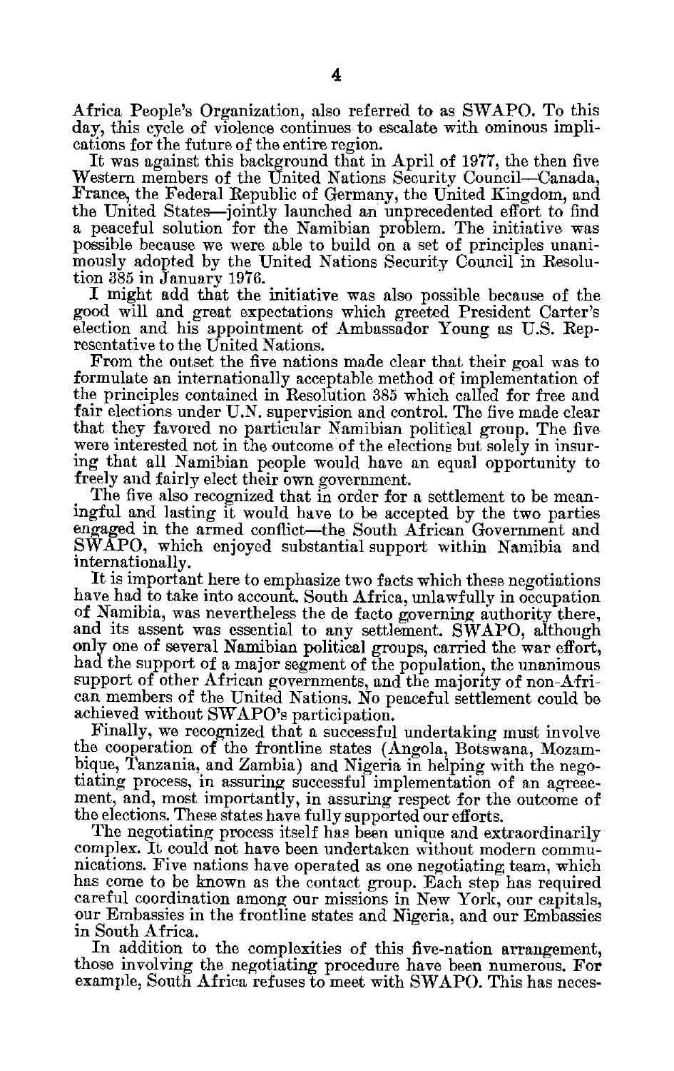Africa People's Organization, also referred to as SWAPO. To this day, this cycle of violence continues to escalate with ominous implications for the future of the entire region.

It was against this background that in April of 1977, the then five Western members of the United Nations Security Council—Canada, France, the Federal Republic of Germany, the United Kingdom, and the United States—jointly launched an unprecedented effort to find a peaceful solution for the Namibian problem. The initiative was possible because we were able to build on a set of principles unanimously adopted by the United Nations Security Council in Resolution 385 in January 1976.

I might add that the initiative was also possible because of the good will and great expectations which greeted President Carter's election and his appointment of Ambassador Young as U.S. Representative to the United Nations.

From the outset the five nations made clear that their goal was to formulate an internationally acceptable method of implementation of the principles contained in Resolution 385 which called for free and fair elections under U.N. supervision and control. The five made clear that they favored no particular Namibian political group. The five were interested not in the outcome of the elections but solely in insuring that all Namibian people would have an equal opportunity to freely and fairly elect their own government.

The five also recognized that in order for a settlement to be meaningful and lasting it would have to be accepted by the two parties engaged in the armed conflict—the South African Government and SWAPO, which enjoyed substantial support within Namibia and internationally.

It is important here to emphasize two facts which these negotiations have had to take into account. South Africa, unlawfully in occupation of Namibia, was nevertheless the de facto governing authority there, and its assent was essential to any settlement. SWAPO, although only one of several Namibian political groups, carried the war effort, had the support of a major segment of the population, the unanimous support of other African governments, and the majority of non-African members of the United Nations. No peaceful settlement could be achieved without SWAPO's participation.

Finally, we recognized that a successful undertaking must involve the cooperation of the frontline states (Angola, Botswana, Mozambique, Tanzania, and Zambia) and Nigeria in helping with the negotiating process, in assuring successful implementation of an agreement, and, most importantly, in assuring respect for the outcome of the elections. These states have fully supported our efforts.

The negotiating process itself has been unique and extraordinarily complex. It could not have been undertaken without modern communications. Five nations have operated as one negotiating team, which has come to be known as the contact group. Each step has required careful coordination among our missions in New York, our capitals, our Embassies in the frontline states and Nigeria, and our Embassies in South Africa.

In addition to the complexities of this five-nation arrangement, those involving the negotiating procedure have been numerous. For example, South Africa refuses to meet with SWAPO. This has neces-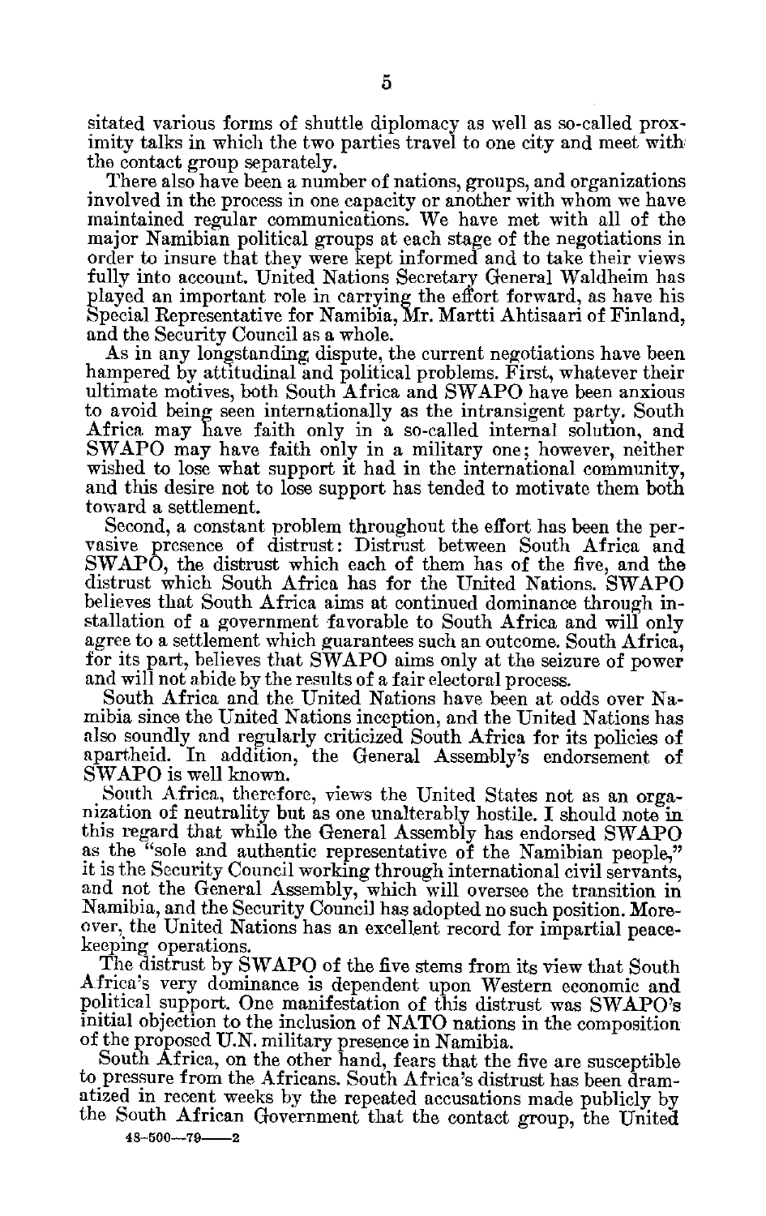sitated various forms of shuttle diplomacy as well as so-called proximity talks in which the two parties travel to one city and meet with the contact group separately.

There also have been a number of nations, groups, and organizations involved in the process in one capacity or another with whom we have maintained regular communications. We have met with all of the major Namibian political groups at each stage of the negotiations in order to insure that they were kept informed and to take their views fully into account. United Nations Secretary General Waldheim has played an important role in carrying the effort forward, as have his Special Representative for Namibia, Mr. Martti Ahtisaari of Finland, and the Security Council as a whole.

As in any longstanding dispute, the current negotiations have been hampered by attitudinal and political problems. First, whatever their ultimate motives, both South Africa and SWAPO have been anxious to avoid being seen internationally as the intransigent party. South Africa may have faith only in a so-called internal solution, and SWAPO may have faith only in a military one; however, neither wished to lose what support it had in the international community, and this desire not to lose support has tended to motivate them both toward a settlement.

Second, a constant problem throughout the effort has been the pervasive presence of distrust: Distrust between South Africa and SWAPO, the distrust which each of them has of the five, and the distrust which South Africa has for the United Nations. SWAPO believes that South Africa aims at continued dominance through installation of a government favorable to South Africa and will only agree to a settlement which guarantees such an outcome. South Africa, for its part, believes that SWAPO aims only at the seizure of power and will not abide by the results of a fair electoral process.

South Africa and the United Nations have been at odds over Namibia since the United Nations inception, and the United Nations has also soundly and regularly criticized South Africa for its policies of apartheid. In addition, the General Assembly's endorsement of SWAPO is well known.

South Africa, therefore, views the United States not as an organization of neutrality but as one unalterably hostile. I should note in this regard that while the General Assembly has endorsed SWAPO as the "sole and authentic representative of the Namibian people," it is the Security Council working through international civil servants, and not the General Assembly, which will oversee the transition in Namibia, and the Security Council has adopted no such position. Moreover, the United Nations has an excellent record for impartial peacekeeping operations.

The distrust by SWAPO of the five stems from its view that South Africa's very dominance is dependent upon Western economic and political support. One manifestation of this distrust was SWAPO's initial objection to the inclusion of NATO nations in the composition of the proposed U.N. military presence in Namibia.

South Africa, on the other hand, fears that the five are susceptible to pressure from the Africans. South Africa's distrust has been dramatized in recent weeks by the repeated accusations made publicly by the South African Government that the contact group, the United

48-500—79——2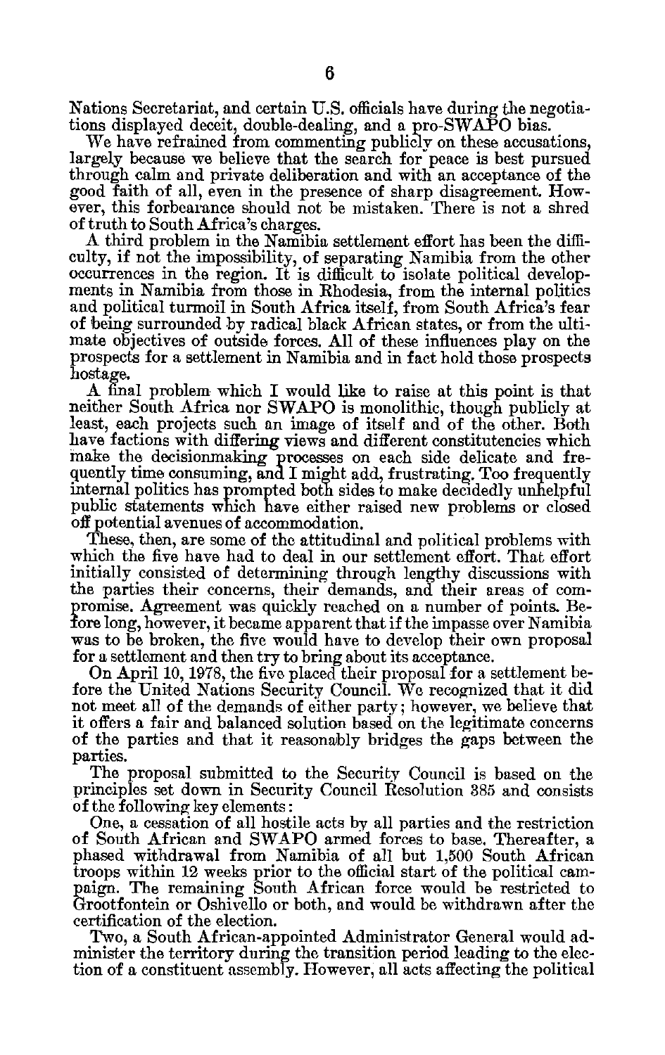Nations Secretariat, and certain U.S. officials have during the negotiations displayed deceit, double-dealing, and a pro-SWAPO bias.

We have refrained from commenting publicly on these accusations, largely because we believe that the search for peace is best pursued through calm and private deliberation and with an acceptance of the good faith of all, even in the presence of sharp disagreement. However, this forbearance should not be mistaken. There is not a shred of truth to South Africa's charges.

A third problem in the Namibia settlement effort has been the difficulty, if not the impossibility, of separating Namibia from the other occurrences in the region. It is difficult to isolate political developments in Namibia from those in Rhodesia, from the internal politics and political turmoil in South Africa itself, from South Africa's fear of being surrounded by radical black African states, or from the ultimate objectives of outside forces. All of these influences play on the prospects for a settlement in Namibia and in fact hold those prospects hostage.

A final problem which I would like to raise at this point is that neither South Africa nor SWAPO is monolithic, though publicly at least, each projects such an image of itself and of the other. Both have factions with differing views and different constitutencies which make the decisionmaking processes on each side delicate and frequently time consuming, and I might add, frustrating. Too frequently internal politics has prompted both sides to make decidedly unhelpful public statements which have either raised new problems or closed off potential avenues of accommodation.

These, then, are some of the attitudinal and political problems with which the five have had to deal in our settlement effort. That effort initially consisted of determining through lengthy discussions with the parties their concerns, their demands, and their areas of compromise. Agreement was quickly reached on a number of points. Before long, however, it became apparent that if the impasse over Namibia was to be broken, the five would have to develop their own proposal for a settlement and then try to bring about its acceptance.

On April 10, 1978, the five placed their proposal for a settlement before the United Nations Security Council. We recognized that it did not meet all of the demands of either party; however, we believe that it offers a fair and balanced solution based on the legitimate concerns of the parties and that it reasonably bridges the gaps between the parties.

The proposal submitted to the Security Council is based on the principles set down in Security Council Resolution 385 and consists of the following key elements:

One, a cessation of all hostile acts by all parties and the restriction of South African and SWAPO armed forces to base. Thereafter, a phased withdrawal from Namibia of all but 1,500 South African troops within 12 weeks prior to the official start of the political campaign. The remaining South African force would be restricted to Grootfontein or Oshivello or both, and would be withdrawn after the certification of the election.

Two, a South African-appointed Administrator General would administer the territory during the transition period leading to the election of a constituent assembly. However, all acts affecting the political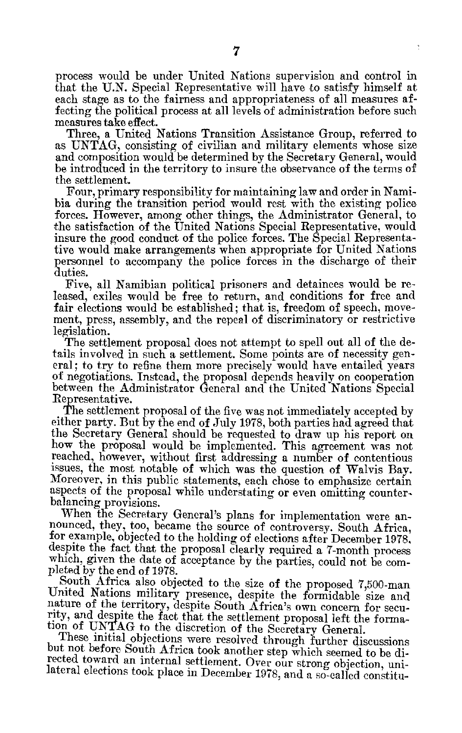process would be under United Nations supervision and control in that the U.N. Special Representative will have to satisfy himself at each stage as to the fairness and appropriateness of all measures affecting the political process at all levels of administration before such measures take effect.

Three, a United Nations Transition Assistance Group, referred to as UNTAG, consisting of civilian and military elements whose size and composition would be determined by the Secretary General, would be introduced in the territory to insure the observance of the terms of the settlement.

Four, primary responsibility for maintaining law and order in Namibia during the transition period would rest with the existing police forces. However, among other things, the Administrator General, to the satisfaction of the United Nations Special Representative, would insure the good conduct of the police forces. The Special Representative would make arrangements when appropriate for United Nations personnel to accompany the police forces in the discharge of their duties.

Five, all Namibian political prisoners and detainees would be released, exiles would be free to return, and conditions for free and fair elections would be established; that is, freedom of speech, movement, press, assembly, and the repeal of discriminatory or restrictive legislation.

The settlement proposal does not attempt to spell out all of the details involved in such a settlement. Some points are of necessity general; to try to refine them more precisely would have entailed years of negotiations. Instead, the proposal depends heavily on cooperation between the Administrator General and the United Nations Special Representative.

The settlement proposal of the five was not immediately accepted by either party. But by the end of July 1978, both parties had agreed that the Secretary General should be requested to draw up his report on how the proposal would be implemented. This agreement was not reached, however, without first addressing a number of contentious issues, the most notable of which was the question of Walvis Bay. Moreover, in this public statements, each chose to emphasize certain aspects of the proposal while understating or even omitting counterbalancing provisions.

When the Secretary General's plans for implementation were announced, they, too, became the source of controversy. South Africa, for example, objected to the holding of elections after December 1978, despite the fact that the proposal clearly required a 7-month process which, given the date of acceptance by the parties, could not be completed by the end of 1978.

South Africa also objected to the size of the proposed 7,500-man United Nations military presence, despite the formidable size and nature of the territory, despite South Africa's own concern for security, and despite the fact that the settlement proposal left the formation of UNTAG to the discretion of the Secretary General.

These initial objections were resolved through further discussions but not before South Africa took another step which seemed to be directed toward an internal settlement. Over our strong objection, unilateral elections took place in December 1978, and a so-called constitu-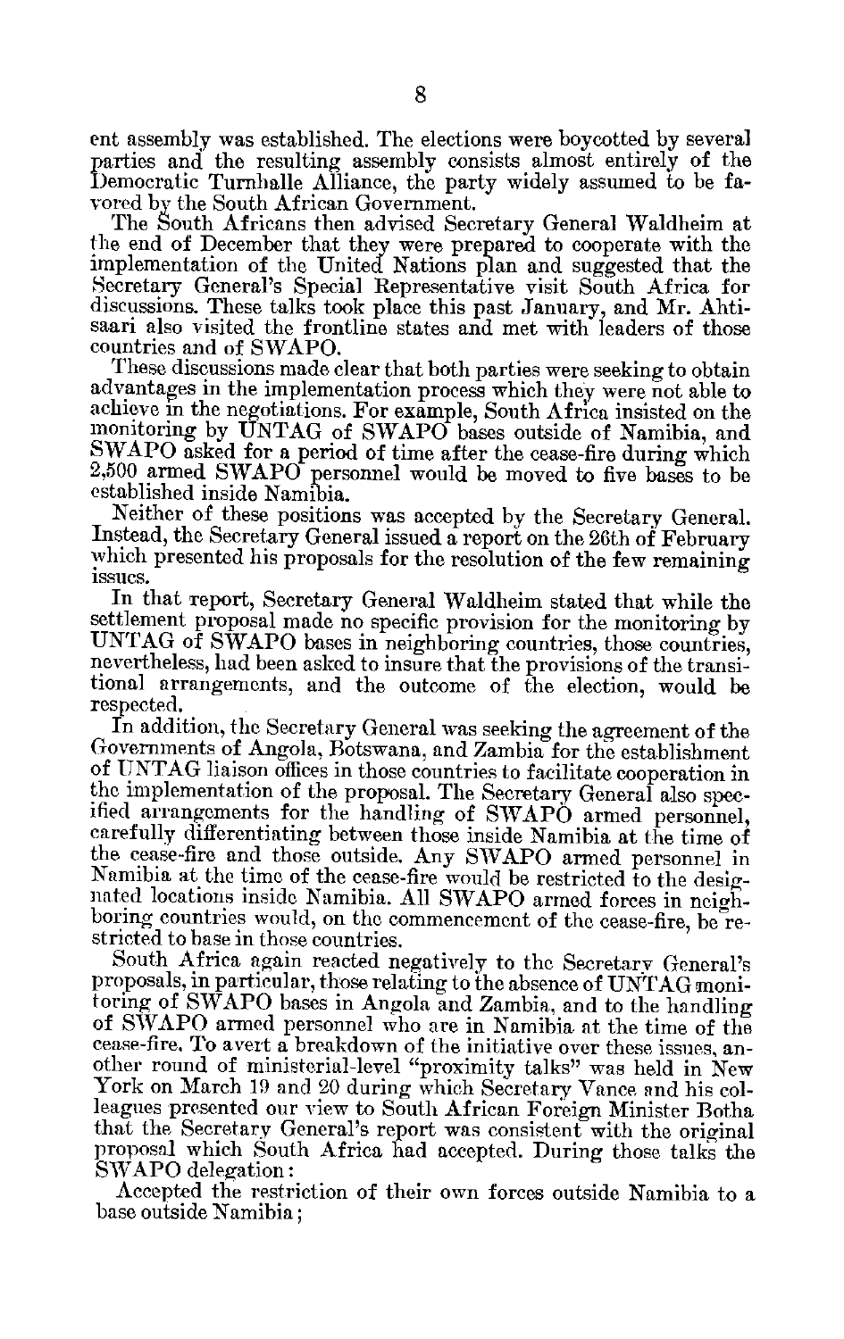ent assembly was established. The elections were boycotted by several parties and the resulting assembly consists almost entirely of the Democratic Turnhalle Alliance, the party widely assumed to be favored by the South African Government.

The South Africans then advised Secretary General Waldheim at the end of December that they were prepared to cooperate with the implementation of the United Nations plan and suggested that the Secretary General's Special Representative visit South Africa for discussions. These talks took place this past January, and Mr. Ahtisaari also visited the frontline states and met with leaders of those countries and of SWAPO.

These discussions made clear that both parties were seeking to obtain advantages in the implementation process which they were not able to achieve in the negotiations. For example, South Africa insisted on the monitoring by UNTAG of SWAPO bases outside of Namibia, and SWAPO asked for a period of time after the cease-fire during which 2,500 armed SWAPO personnel would be moved to five bases to be established inside Namibia.

Neither of these positions was accepted by the Secretary General. Instead, the Secretary General issued a report on the 26th of February which presented his proposals for the resolution of the few remaining issues.

In that report, Secretary General Waldheim stated that while the settlement proposal made no specific provision for the monitoring by UNTAG of SWAPO bases in neighboring countries, those countries, nevertheless, had been asked to insure that the provisions of the transitional arrangements, and the outcome of the election, would be respected.

In addition, the Secretary General was seeking the agreement of the Governments of Angola, Botswana, and Zambia for the establishment of UNTAG liaison offices in those countries to facilitate cooperation in the implementation of the proposal. The Secretary General also specified arrangements for the handling of SWAPO armed personnel, carefully differentiating between those inside Namibia at the time of the cease-fire and those outside. Any SWAPO armed personnel in Namibia at the time of the cease-fire would be restricted to the designated locations inside Namibia. All SWAPO armed forces in neighboring countries would, on the commencement of the cease-fire, be restricted to base in those countries.

South Africa again reacted negatively to the Secretary General's proposals, in particular, those relating to the absence of UNTAG monitoring of SWAPO bases in Angola and Zambia, and to the handling of SWAPO armed personnel who are in Namibia at the time of the cease-fire. To avert a breakdown of the initiative over these issues, another round of ministerial-level "proximity talks" was held in New York on March 19 and 20 during which Secretary Vance and his colleagues presented our view to South African Foreign Minister Botha that the Secretary General's report was consistent with the original proposal which South Africa had accepted. During those talks the SWAPO delegation:

Accepted the restriction of their own forces outside Namibia to a base outside Namibia;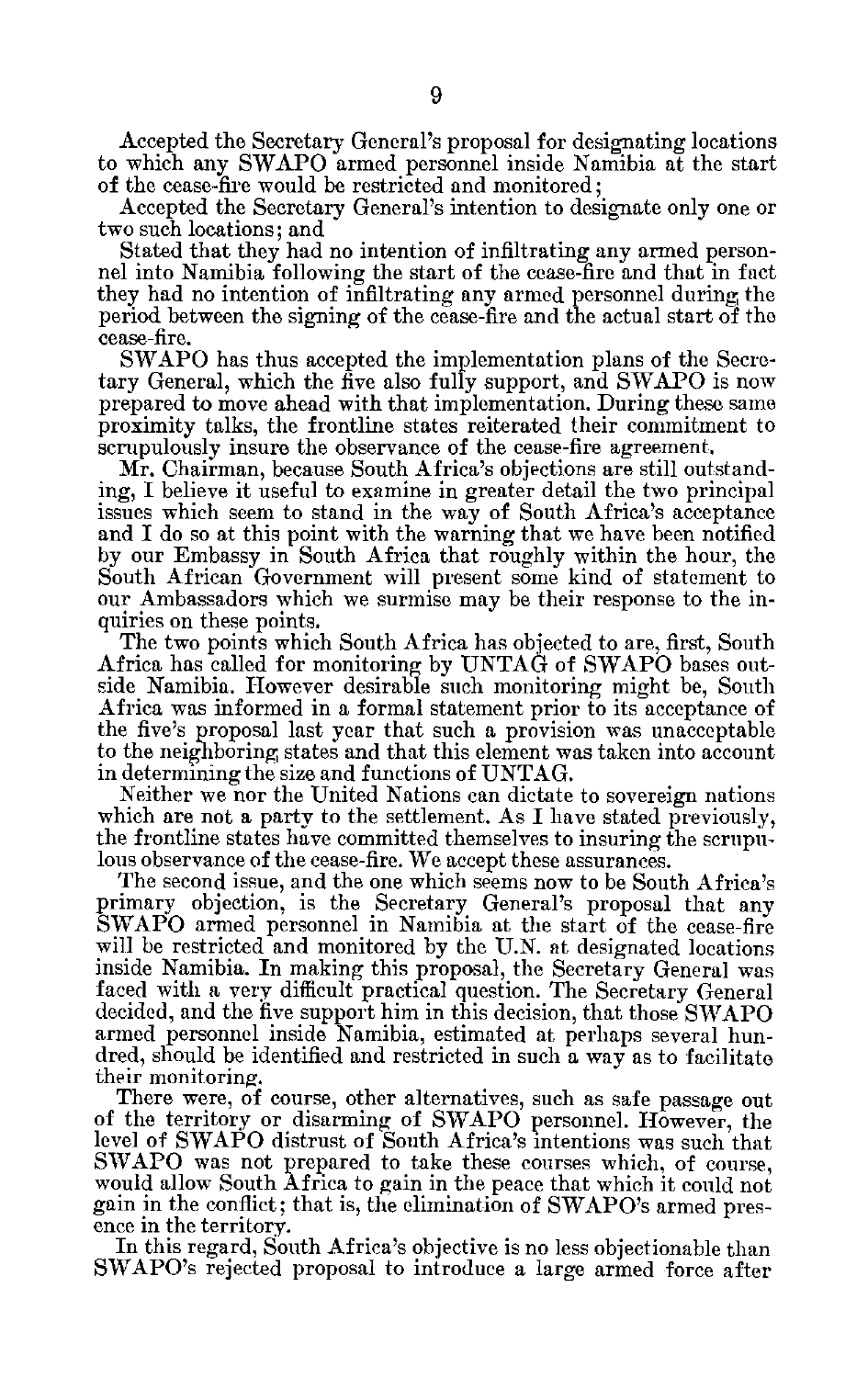Accepted the Secretary General's proposal for designating locations to which any SWAPO armed personnel inside Namibia at the start of the cease-fire would be restricted and monitored;

Accepted the Secretary General's intention to designate only one or two such locations; and

Stated that they had no intention of infiltrating any armed personnel into Namibia following the start of the cease-fire and that in fact they had no intention of infiltrating any armed personnel during the period between the signing of the cease-fire and the actual start of the cease-fire.

SWAPO has thus accepted the implementation plans of the Secretary General, which the five also fully support, and SWAPO is now prepared to move ahead with that implementation. During these same proximity talks, the frontline states reiterated their commitment to scrupulously insure the observance of the cease-fire agreement.

Mr. Chairman, because South Africa's objections are still outstanding, I believe it useful to examine in greater detail the two principal issues which seem to stand in the way of South Africa's acceptance and I do so at this point with the warning that we have been notified by our Embassy in South Africa that roughly within the hour, the South African Government will present some kind of statement to our Ambassadors which we surmise may be their response to the inquiries on these points.

The two points which South Africa has objected to are, first, South Africa has called for monitoring by UNTAG of SWAPO bases outside Namibia. However desirable such monitoring might be, South Africa was informed in a formal statement prior to its acceptance of the five's proposal last year that such a provision was unacceptable to the neighboring states and that this element was taken into account in determining the size and functions of UNTAG.

Neither we nor the United Nations can dictate to sovereign nations which are not a party to the settlement. As I have stated previously, the frontline states have committed themselves to insuring the scrupulous observance of the cease-fire. We accept these assurances.

The second issue, and the one which seems now to be South Africa's primary objection, is the Secretary General's proposal that any SWAPO armed personnel in Namibia at the start of the cease-fire will be restricted and monitored by the U.N. at designated locations inside Namibia. In making this proposal, the Secretary General was faced with a very difficult practical question. The Secretary General decided, and the five support him in this decision, that those SWAPO armed personnel inside Namibia, estimated at perhaps several hundred, should be identified and restricted in such a way as to facilitate their monitoring.

There were, of course, other alternatives, such as safe passage out of the territory or disarming of SWAPO personnel. However, the level of SWAPO distrust of South Africa's intentions was such that SWAPO was not prepared to take these courses which, of course, would allow South Africa to gain in the peace that which it could not gain in the conflict; that is, the elimination of SWAPO's armed presence in the territory.

In this regard, South Africa's objective is no less objectionable than SWAPO's rejected proposal to introduce a large armed force after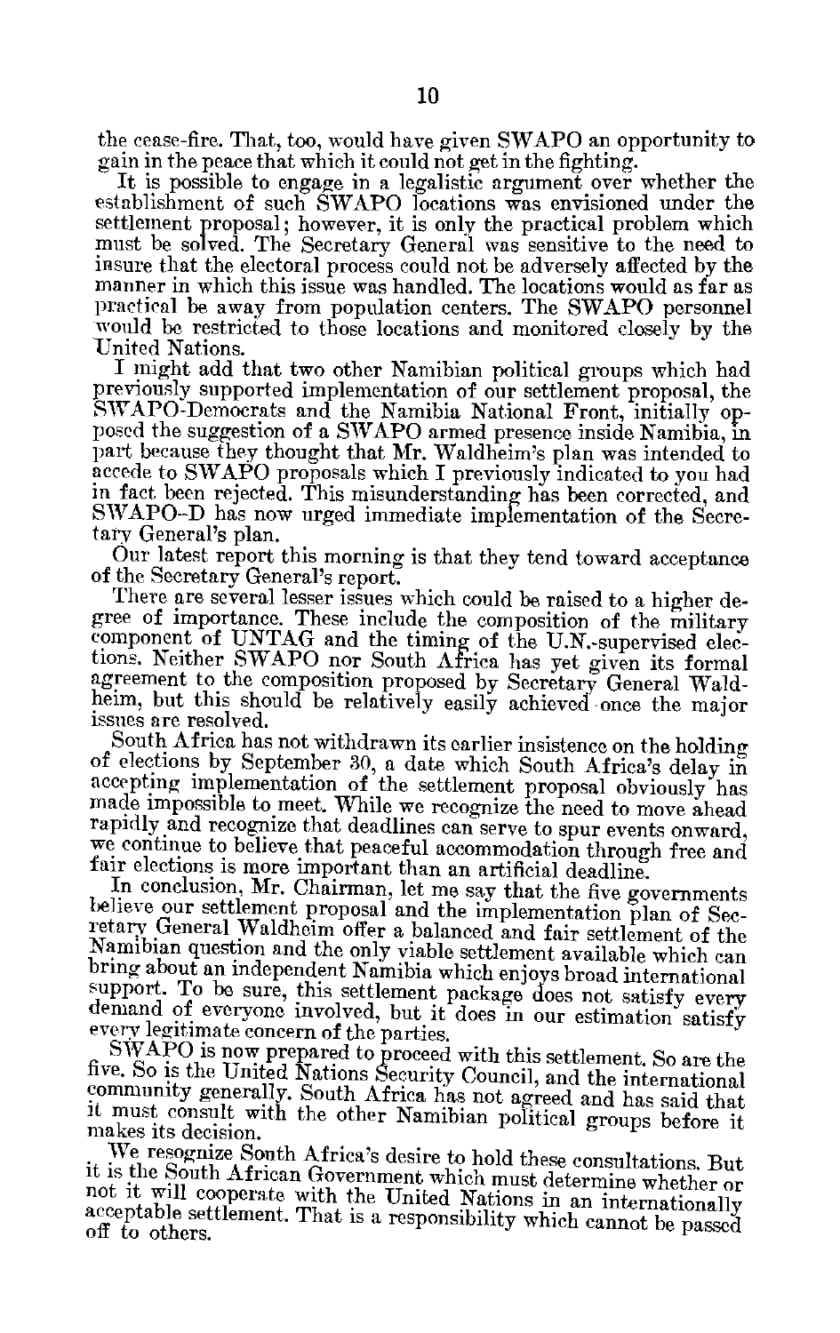the cease-fire. That, too, would have given SWAPO an opportunity to gain in the peace that which it could not get in the fighting.

It is possible to engage in a legalistic argument over whether the establishment of such SWAPO locations was envisioned under the settlement proposal; however, it is only the practical problem which must be solved. The Secretary General was sensitive to the need to insure that the electoral process could not be adversely affected by the manner in which this issue was handled. The locations would as far as practical be away from population centers. The SWAPO personnel would be restricted to those locations and monitored closely by the United Nations.

I might add that two other Namibian political groups which had previously supported implementation of our settlement proposal, the SWAPO-Democrats and the Namibia National Front, initially opposed the suggestion of a SWAPO armed presence inside Namibia, in part because they thought that Mr. Waldheim's plan was intended to accede to SWAPO proposals which I previously indicated to you had in fact been rejected. This misunderstanding has been corrected, and SWAPO-D has now urged immediate implementation of the Secretary General's plan.

Our latest report this morning is that they tend toward acceptance of the Secretary General's report.

There are several lesser issues which could be raised to a higher degree of importance. These include the composition of the military component of UNTAG and the timing of the U.N.-supervised elections. Neither SWAPO nor South Africa has yet given its formal agreement to the composition proposed by Secretary General Waldheim, but this should be relatively easily achieved once the major issues are resolved.

South Africa has not withdrawn its earlier insistence on the holding of elections by September 30, a date which South Africa's delay in accepting implementation of the settlement proposal obviously has made impossible to meet. While we recognize the need to move ahead rapidly and recognize that deadlines can serve to spur events onward, we continue to believe that peaceful accommodation through free and fair elections is more important than an artificial deadline.

In conclusion, Mr. Chairman, let me say that the five governments believe our settlement proposal and the implementation plan of Secretary General Waldheim offer a balanced and fair settlement of the Namibian question and the only viable settlement available which can bring about an independent Namibia which enjoys broad international support. To be sure, this settlement package does not satisfy every demand of everyone involved, but it does in our estimation satisfy every legitimate concern of the parties.

SWAPO is now prepared to proceed with this settlement. So are the five. So is the United Nations Security Council, and the international community generally. South Africa has not agreed and has said that it must consult with the other Namibian political groups before it makes its decision.

We recognize South Africa's desire to hold these consultations. But it is the South African Government which must determine whether or not it will cooperate with the United Nations in an internationally acceptable settlement. That is a responsibility which cannot be passed off to others.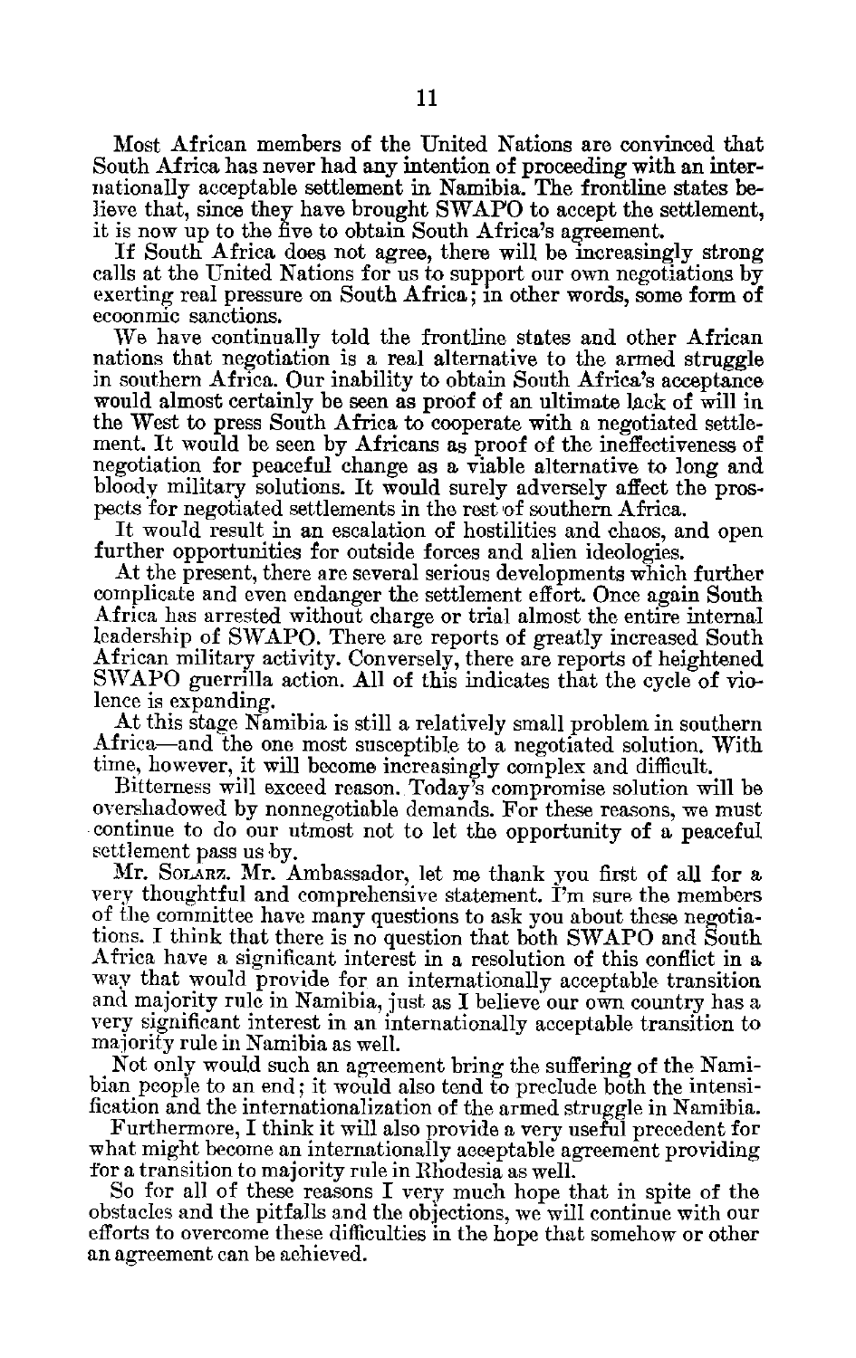Most African members of the United Nations are convinced that South Africa has never had any intention of proceeding with an internationally acceptable settlement in Namibia. The frontline states believe that, since they have brought SWAPO to accept the settlement, it is now up to the five to obtain South Africa's agreement.

If South Africa does not agree, there will be increasingly strong calls at the United Nations for us to support our own negotiations by exerting real pressure on South Africa; in other words, some form of ecoonmic sanctions.

We have continually told the frontline states and other African nations that negotiation is a real alternative to the armed struggle in southern Africa. Our inability to obtain South Africa's acceptance would almost certainly be seen as proof of an ultimate lack of will in the West to press South Africa to cooperate with a negotiated settlement. It would be seen by Africans as proof of the ineffectiveness of negotiation for peaceful change as a viable alternative to long and bloody military solutions. It would surely adversely affect the prospects for negotiated settlements in the rest of southern Africa.

It would result in an escalation of hostilities and chaos, and open further opportunities for outside forces and alien ideologies.

At the present, there are several serious developments which further complicate and even endanger the settlement effort. Once again South Africa has arrested without charge or trial almost the entire internal leadership of SWAPO. There are reports of greatly increased South African military activity. Conversely, there are reports of heightened SWAPO guerrilla action. All of this indicates that the cycle of violence is expanding.

At this stage Namibia is still a relatively small problem in southern Africa—and the one most susceptible to a negotiated solution. With time, however, it will become increasingly complex and difficult.

Bitterness will exceed reason. Today's compromise solution will be overshadowed by nonnegotiable demands. For these reasons, we must continue to do our utmost not to let the opportunity of a peaceful settlement pass us by.

Mr. SOLARZ. Mr. Ambassador, let me thank you first of all for a very thoughtful and comprehensive statement. I'm sure the members of the committee have many questions to ask you about these negotiations. I think that there is no question that both SWAPO and South Africa have a significant interest in a resolution of this conflict in a way that would provide for an internationally acceptable transition and majority rule in Namibia, just as I believe our own country has a very significant interest in an internationally acceptable transition to majority rule in Namibia as well.

Not only would such an agreement bring the suffering of the Namibian people to an end; it would also tend to preclude both the intensification and the internationalization of the armed struggle in Namibia.

Furthermore, I think it will also provide a very useful precedent for what might become an internationally acceptable agreement providing for a transition to majority rule in Rhodesia as well.

So for all of these reasons I very much hope that in spite of the obstacles and the pitfalls and the objections, we will continue with our efforts to overcome these difficulties in the hope that somehow or other an agreement can be achieved.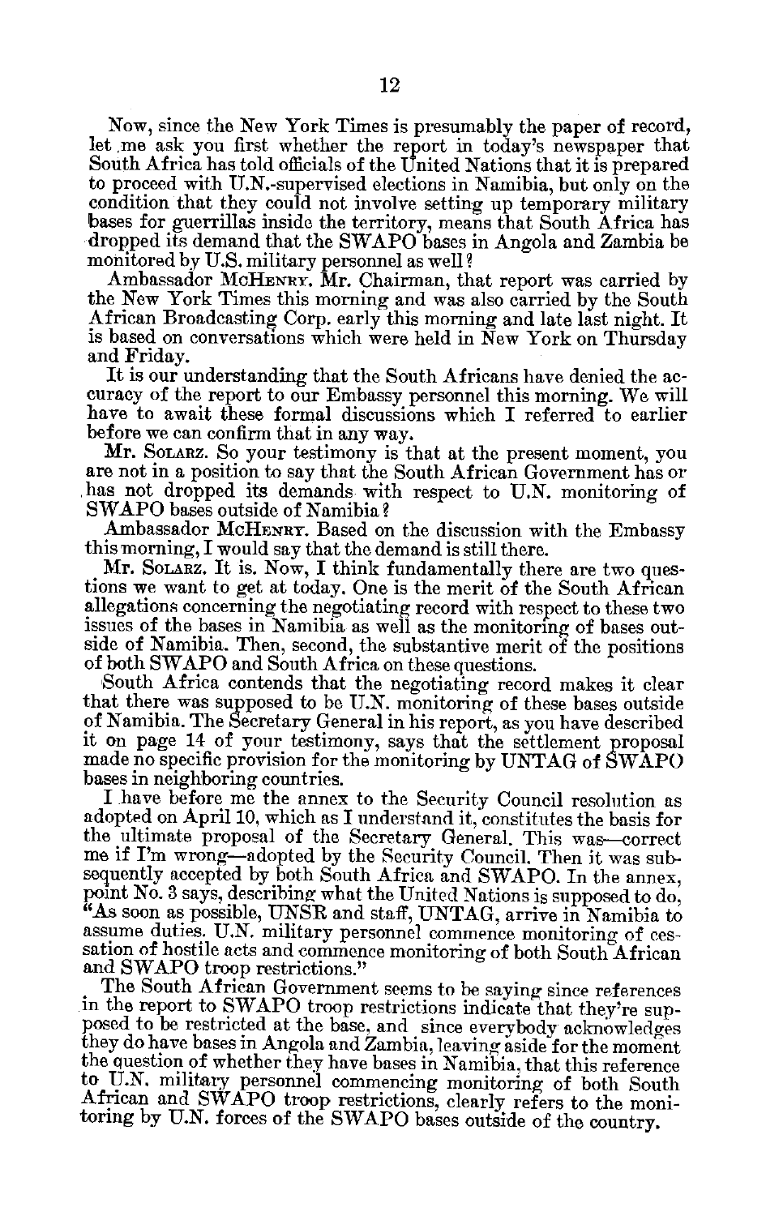Now, since the New York Times is presumably the paper of record, let me ask you first whether the report in today's newspaper that South Africa has told officials of the United Nations that it is prepared to proceed with U.N.-supervised elections in Namibia, but only on the condition that they could not involve setting up temporary military bases for guerrillas inside the territory, means that South Africa has dropped its demand that the SWAPO bases in Angola and Zambia be monitored by U.S. military personnel as well?

Ambassador McHENRY. Mr. Chairman, that report was carried by the New York Times this morning and was also carried by the South African Broadcasting Corp. early this morning and late last night. It is based on conversations which were held in New York on Thursday and Friday.

It is our understanding that the South Africans have denied the accuracy of the report to our Embassy personnel this morning. We will have to await these formal discussions which I referred to earlier before we can confirm that in any way.

Mr. SOLARZ. So your testimony is that at the present moment, you are not in a position to say that the South African Government has or has not dropped its demands with respect to U.N. monitoring of SWAPO bases outside of Namibia?

Ambassador McHENRY. Based on the discussion with the Embassy this morning, I would say that the demand is still there.

Mr. SOLARZ. It is. Now, I think fundamentally there are two questions we want to get at today. One is the merit of the South African allegations concerning the negotiating record with respect to these two issues of the bases in Namibia as well as the monitoring of bases outside of Namibia. Then, second, the substantive merit of the positions of both SWAPO and South Africa on these questions.

South Africa contends that the negotiating record makes it clear that there was supposed to be U.N. monitoring of these bases outside of Namibia. The Secretary General in his report, as you have described it on page 14 of your testimony, says that the settlement proposal made no specific provision for the monitoring by UNTAG of SWAPO bases in neighboring countries.

I have before me the annex to the Security Council resolution as adopted on April 10, which as I understand it, constitutes the basis for the ultimate proposal of the Secretary General. This was—correct me if I'm wrong—adopted by the Security Council. Then it was subsequently accepted by both South Africa and SWAPO. In the annex, point No. 3 says, describing what the United Nations is supposed to do, "As soon as possible, UNSR and staff, UNTAG, arrive in Namibia to assume duties. U.N. military personnel commence monitoring of cessation of hostile acts and commence monitoring of both South African and SWAPO troop restrictions."

The South African Government seems to be saying since references in the report to SWAPO troop restrictions indicate that they're supposed to be restricted at the base, and since everybody acknowledges they do have bases in Angola and Zambia, leaving aside for the moment the question of whether they have bases in Namibia, that this reference to U.N. military personnel commencing monitoring of both South African and SWAPO troop restrictions, clearly refers to the monitoring by U.N. forces of the SWAPO bases outside of the country.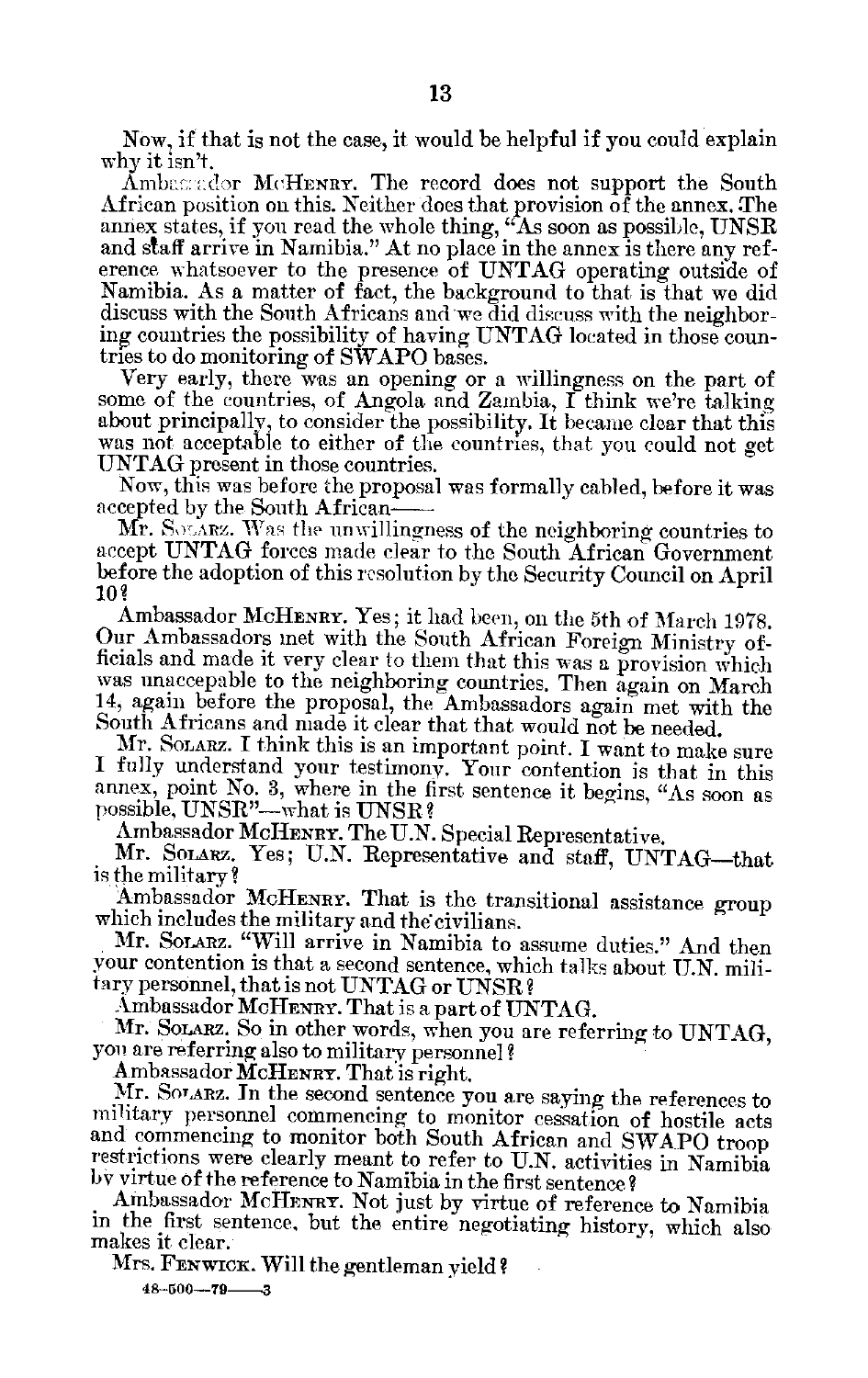Now, if that is not the case, it would be helpful if you could explain why it isn't.

Ambassador McHENRY. The record does not support the South African position on this. Neither does that provision of the annex. The annex states, if you read the whole thing, "As soon as possible, UNSR and staff arrive in Namibia." At no place in the annex is there any reference whatsoever to the presence of UNTAG operating outside of Namibia. As a matter of fact, the background to that is that we did discuss with the South Africans and we did discuss with the neighboring countries the possibility of having UNTAG located in those countries to do monitoring of SWAPO bases.

Very early, there was an opening or a willingness on the part of some of the countries, of Angola and Zambia, I think we're talking about principally, to consider the possibility. It became clear that this was not acceptable to either of the countries, that you could not get UNTAG present in those countries.

Now, this was before the proposal was formally cabled, before it was accepted by the South African——

Mr. SOLARZ. Was the unwillingness of the neighboring countries to accept UNTAG forces made clear to the South African Government before the adoption of this resolution by the Security Council on April 10?

Ambassador McHENRY. Yes; it had been, on the 5th of March 1978. Our Ambassadors met with the South African Foreign Ministry officials and made it very clear to them that this was a provision which was unaccepable to the neighboring countries. Then again on March 14, again before the proposal, the Ambassadors again met with the South Africans and made it clear that that would not be needed.

Mr. SOLARZ. I think this is an important point. I want to make sure I fully understand your testimony. Your contention is that in this annex, point No. 3, where in the first sentence it begins, "As soon as possible, UNSR"—what is UNSR?

Ambassador McHENRY. The U.N. Special Representative.

Mr. SOLARZ. Yes; U.N. Representative and staff, UNTAG—that is the military?

Ambassador McHENRY. That is the transitional assistance group which includes the military and the civilians.

Mr. SOLARZ. "Will arrive in Namibia to assume duties." And then your contention is that a second sentence, which talks about U.N. military personnel, that is not UNTAG or UNSR?

Ambassador McHENRY. That is a part of UNTAG.

Mr. SOLARZ. So in other words, when you are referring to UNTAG, you are referring also to military personnel?

Ambassador McHENRY. That is right.

Mr. SOLARZ. In the second sentence you are saying the references to military personnel commencing to monitor cessation of hostile acts and commencing to monitor both South African and SWAPO troop restrictions were clearly meant to refer to U.N. activities in Namibia by virtue of the reference to Namibia in the first sentence?

Ambassador McHENRY. Not just by virtue of reference to Namibia in the first sentence, but the entire negotiating history, which also makes it clear.

Mrs. FENWICK. Will the gentleman yield?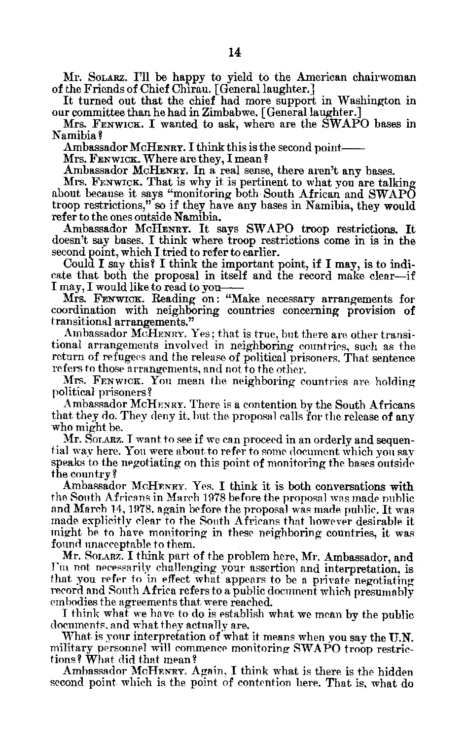Mr. SOLARZ. I'll be happy to yield to the American chairwoman of the Friends of Chief Chirau. [General laughter.]

It turned out that the chief had more support in Washington in our committee than he had in Zimbabwe. [General laughter.]

Mrs. FENWICK. I wanted to ask, where are the SWAPO bases in Namibia?

Ambassador MCHENRY. I think this is the second point——

Mrs. FENWICK. Where are they, I mean?

Ambassador MCHENRY. In a real sense, there aren't any bases.

Mrs. FENWICK. That is why it is pertinent to what you are talking about because it says "monitoring both South African and SWAPO troop restrictions," so if they have any bases in Namibia, they would refer to the ones outside Namibia.

Ambassador MCHENRY. It says SWAPO troop restrictions. It doesn't say bases. I think where troop restrictions come in is in the second point, which I tried to refer to earlier.

Could I say this? I think the important point, if I may, is to indicate that both the proposal in itself and the record make clear—if I may, I would like to read to you——

Mrs. FENWICK. Reading on: "Make necessary arrangements for coordination with neighboring countries concerning provision of transitional arrangements."

Ambassador MCHENRY. Yes; that is true, but there are other transitional arrangements involved in neighboring countries, such as the return of refugees and the release of political prisoners. That sentence refers to those arrangements, and not to the other.

Mrs. FENWICK. You mean the neighboring countries are holding political prisoners?

Ambassador MCHENRY. There is a contention by the South Africans that they do. They deny it, but the proposal calls for the release of any who might be.

Mr. SOLARZ. I want to see if we can proceed in an orderly and sequential way here. You were about to refer to some document which you say speaks to the negotiating on this point of monitoring the bases outside the country?

Ambassador MCHENRY. Yes. I think it is both conversations with the South Africans in March 1978 before the proposal was made public and March 14, 1978, again before the proposal was made public. It was made explicitly clear to the South Africans that however desirable it might be to have monitoring in these neighboring countries, it was found unacceptable to them.

Mr. SOLARZ. I think part of the problem here, Mr. Ambassador, and I'm not necessarily challenging your assertion and interpretation, is that you refer to in effect what appears to be a private negotiating record and South Africa refers to a public document which presumably embodies the agreements that were reached.

I think what we have to do is establish what we mean by the public documents, and what they actually are.

What is your interpretation of what it means when you say the U.N. military personnel will commence monitoring SWAPO troop restrictions? What did that mean?

Ambassador MCHENRY. Again, I think what is there is the hidden second point which is the point of contention here. That is, what do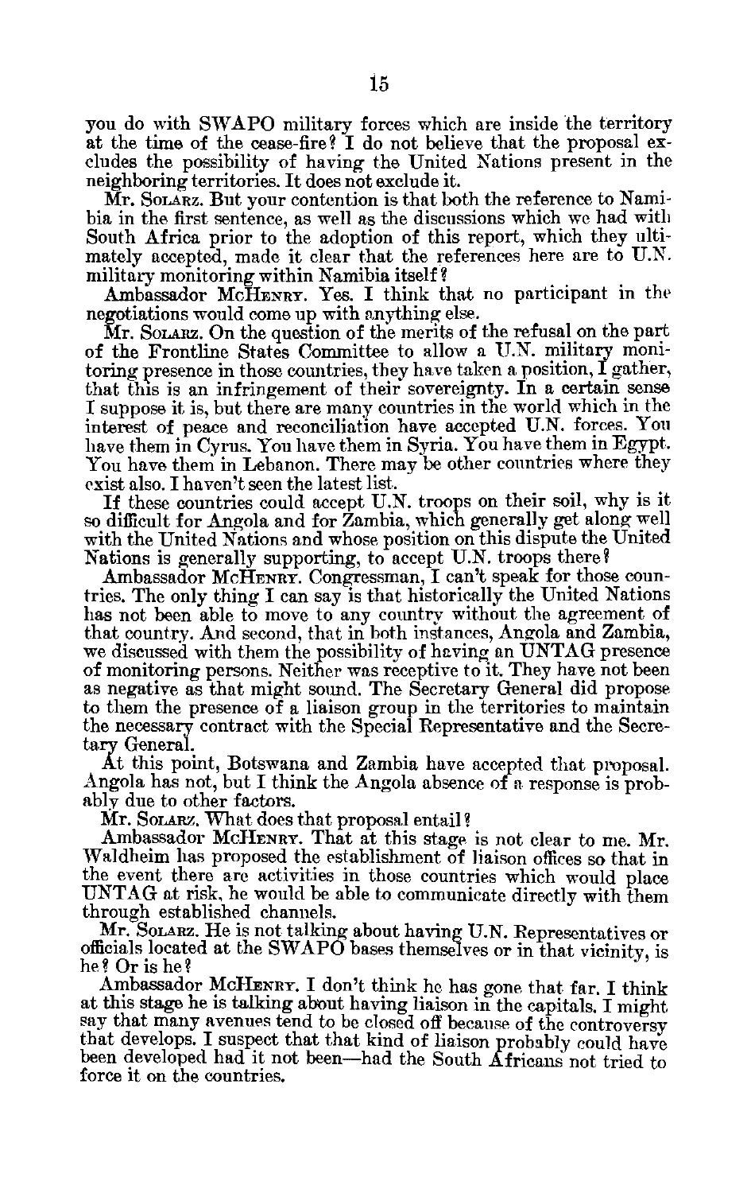you do with SWAPO military forces which are inside the territory at the time of the cease-fire? I do not believe that the proposal excludes the possibility of having the United Nations present in the neighboring territories. It does not exclude it.

Mr. SOLARZ. But your contention is that both the reference to Namibia in the first sentence, as well as the discussions which we had with South Africa prior to the adoption of this report, which they ultimately accepted, made it clear that the references here are to U.N. military monitoring within Namibia itself?

Ambassador MCHENRY. Yes. I think that no participant in the negotiations would come up with anything else.

Mr. SOLARZ. On the question of the merits of the refusal on the part of the Frontline States Committee to allow a U.N. military monitoring presence in those countries, they have taken a position, I gather, that this is an infringement of their sovereignty. In a certain sense I suppose it is, but there are many countries in the world which in the interest of peace and reconciliation have accepted U.N. forces. You have them in Cyrus. You have them in Syria. You have them in Egypt. You have them in Lebanon. There may be other countries where they exist also. I haven't seen the latest list.

If these countries could accept U.N. troops on their soil, why is it so difficult for Angola and for Zambia, which generally get along well with the United Nations and whose position on this dispute the United Nations is generally supporting, to accept U.N. troops there?

Ambassador MCHENRY. Congressman, I can't speak for those countries. The only thing I can say is that historically the United Nations has not been able to move to any country without the agreement of that country. And second, that in both instances, Angola and Zambia, we discussed with them the possibility of having an UNTAG presence of monitoring persons. Neither was receptive to it. They have not been as negative as that might sound. The Secretary General did propose to them the presence of a liaison group in the territories to maintain the necessary contract with the Special Representative and the Secretary General.

At this point, Botswana and Zambia have accepted that proposal. Angola has not, but I think the Angola absence of a response is probably due to other factors.

Mr. SOLARZ. What does that proposal entail?

Ambassador MCHENRY. That at this stage is not clear to me. Mr. Waldheim has proposed the establishment of liaison offices so that in the event there are activities in those countries which would place UNTAG at risk, he would be able to communicate directly with them through established channels.

Mr. SOLARZ. He is not talking about having U.N. Representatives or officials located at the SWAPO bases themselves or in that vicinity, is he? Or is he?

Ambassador MCHENRY. I don't think he has gone that far. I think at this stage he is talking about having liaison in the capitals. I might say that many avenues tend to be closed off because of the controversy that develops. I suspect that that kind of liaison probably could have been developed had it not been—had the South Africans not tried to force it on the countries.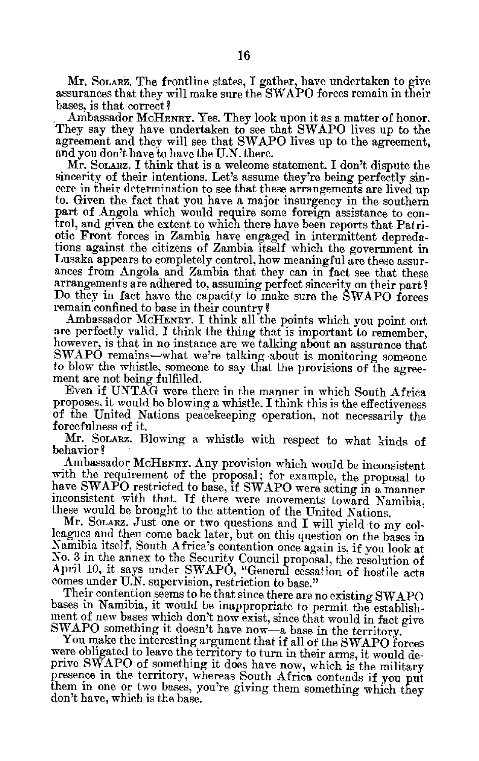Mr. SOLARZ. The frontline states, I gather, have undertaken to give assurances that they will make sure the SWAPO forces remain in their bases, is that correct?

Ambassador McHENRY. Yes. They look upon it as a matter of honor. They say they have undertaken to see that SWAPO lives up to the agreement and they will see that SWAPO lives up to the agreement, and you don't have to have the U.N. there.

Mr. SOLARZ. I think that is a welcome statement. I don't dispute the sincerity of their intentions. Let's assume they're being perfectly sincere in their determination to see that these arrangements are lived up to. Given the fact that you have a major insurgency in the southern part of Angola which would require some foreign assistance to control, and given the extent to which there have been reports that Patriotic Front forces in Zambia have engaged in intermittent depredations against the citizens of Zambia itself which the government in Lusaka appears to completely control, how meaningful are these assurances from Angola and Zambia that they can in fact see that these arrangements are adhered to, assuming perfect sincerity on their part? Do they in fact have the capacity to make sure the SWAPO forces remain confined to base in their country?

Ambassador McHENRY. I think all the points which you point out are perfectly valid. I think the thing that is important to remember, however, is that in no instance are we talking about an assurance that SWAPO remains—what we're talking about is monitoring someone to blow the whistle, someone to say that the provisions of the agreement are not being fulfilled.

Even if UNTAG were there in the manner in which South Africa proposes, it would be blowing a whistle. I think this is the effectiveness of the United Nations peacekeeping operation, not necessarily the forcefulness of it.

Mr. SOLARZ. Blowing a whistle with respect to what kinds of behavior?

Ambassador McHENRY. Any provision which would be inconsistent with the requirement of the proposal; for example, the proposal to have SWAPO restricted to base, if SWAPO were acting in a manner inconsistent with that. If there were movements toward Namibia, these would be brought to the attention of the United Nations.

Mr. SOLARZ. Just one or two questions and I will yield to my colleagues and then come back later, but on this question on the bases in Namibia itself, South Africa's contention once again is, if you look at No. 3 in the annex to the Security Council proposal, the resolution of April 10, it says under SWAPO, "General cessation of hostile acts comes under U.N. supervision, restriction to base."

Their contention seems to be that since there are no existing SWAPO bases in Namibia, it would be inappropriate to permit the establishment of new bases which don't now exist, since that would in fact give SWAPO something it doesn't have now—a base in the territory.

You make the interesting argument that if all of the SWAPO forces were obligated to leave the territory to turn in their arms, it would deprive SWAPO of something it does have now, which is the military presence in the territory, whereas South Africa contends if you put them in one or two bases, you're giving them something which they don't have, which is the base.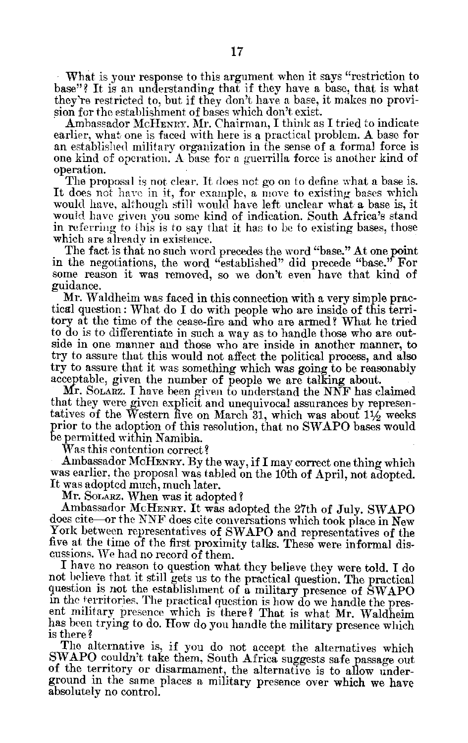What is your response to this argument when it says "restriction to base"? It is an understanding that if they have a base, that is what they're restricted to, but if they don't have a base, it makes no provision for the establishment of bases which don't exist.

Ambassador McHENRY. Mr. Chairman, I think as I tried to indicate earlier, what one is faced with here is a practical problem. A base for an established military organization in the sense of a formal force is one kind of operation. A base for a guerrilla force is another kind of operation.

The proposal is not clear. It does not go on to define what a base is. It does not have in it, for example, a move to existing bases which would have, although still would have left unclear what a base is, it would have given you some kind of indication. South Africa's stand in referring to this is to say that it has to be to existing bases, those which are already in existence.

The fact is that no such word precedes the word "base." At one point in the negotiations, the word "established" did precede "base." For some reason it was removed, so we don't even have that kind of guidance.

Mr. Waldheim was faced in this connection with a very simple practical question: What do I do with people who are inside of this territory at the time of the cease-fire and who are armed? What he tried to do is to differentiate in such a way as to handle those who are outside in one manner and those who are inside in another manner, to try to assure that this would not affect the political process, and also try to assure that it was something which was going to be reasonably acceptable, given the number of people we are talking about.

Mr. SOLARZ. I have been given to understand the NNF has claimed that they were given explicit and unequivocal assurances by representatives of the Western five on March 31, which was about 1½ weeks prior to the adoption of this resolution, that no SWAPO bases would be permitted within Namibia.

Was this contention correct?

Ambassador McHENRY. By the way, if I may correct one thing which was earlier, the proposal was tabled on the 10th of April, not adopted. It was adopted much, much later.

Mr. SOLARZ. When was it adopted?

Ambassador McHENRY. It was adopted the 27th of July. SWAPO does cite—or the NNF does cite conversations which took place in New York between representatives of SWAPO and representatives of the five at the time of the first proximity talks. These were informal discussions. We had no record of them.

I have no reason to question what they believe they were told. I do not believe that it still gets us to the practical question. The practical question is not the establishment of a military presence of SWAPO in the territories. The practical question is how do we handle the present military presence which is there? That is what Mr. Waldheim has been trying to do. How do you handle the military presence which is there?

The alternative is, if you do not accept the alternatives which SWAPO couldn't take them, South Africa suggests safe passage out of the territory or disarmament, the alternative is to allow underground in the same places a military presence over which we have absolutely no control.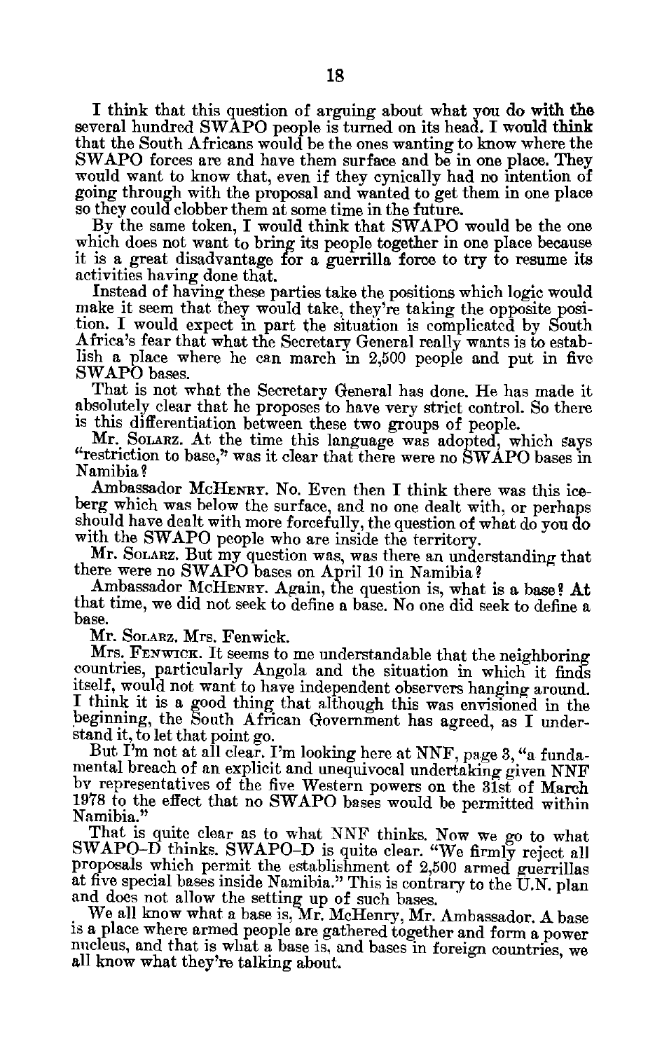I think that this question of arguing about what you do with the several hundred SWAPO people is turned on its head. I would think that the South Africans would be the ones wanting to know where the SWAPO forces are and have them surface and be in one place. They would want to know that, even if they cynically had no intention of going through with the proposal and wanted to get them in one place so they could clobber them at some time in the future.

By the same token, I would think that SWAPO would be the one which does not want to bring its people together in one place because it is a great disadvantage for a guerrilla force to try to resume its activities having done that.

Instead of having these parties take the positions which logic would make it seem that they would take, they're taking the opposite position. I would expect in part the situation is complicated by South Africa's fear that what the Secretary General really wants is to establish a place where he can march in 2,500 people and put in five SWAPO bases.

That is not what the Secretary General has done. He has made it absolutely clear that he proposes to have very strict control. So there is this differentiation between these two groups of people.

Mr. SOLARZ. At the time this language was adopted, which says "restriction to base," was it clear that there were no SWAPO bases in Namibia?

Ambassador MCHENRY. No. Even then I think there was this iceberg which was below the surface, and no one dealt with, or perhaps should have dealt with more forcefully, the question of what do you do with the SWAPO people who are inside the territory.

Mr. SOLARZ. But my question was, was there an understanding that there were no SWAPO bases on April 10 in Namibia?

Ambassador MCHENRY. Again, the question is, what is a base? At that time, we did not seek to define a base. No one did seek to define a base.

Mr. SOLARZ. Mrs. Fenwick.

Mrs. FENWICK. It seems to me understandable that the neighboring countries, particularly Angola and the situation in which it finds itself, would not want to have independent observers hanging around. I think it is a good thing that although this was envisioned in the beginning, the South African Government has agreed, as I understand it, to let that point go.

But I'm not at all clear. I'm looking here at NNF, page 3, "a fundamental breach of an explicit and unequivocal undertaking given NNF by representatives of the five Western powers on the 31st of March 1978 to the effect that no SWAPO bases would be permitted within Namibia."

That is quite clear as to what NNF thinks. Now we go to what SWAPO-D thinks. SWAPO-D is quite clear. "We firmly reject all proposals which permit the establishment of 2,500 armed guerrillas at five special bases inside Namibia." This is contrary to the U.N. plan and does not allow the setting up of such bases.

We all know what a base is, Mr. McHenry, Mr. Ambassador. A base is a place where armed people are gathered together and form a power nucleus, and that is what a base is, and bases in foreign countries, we all know what they're talking about.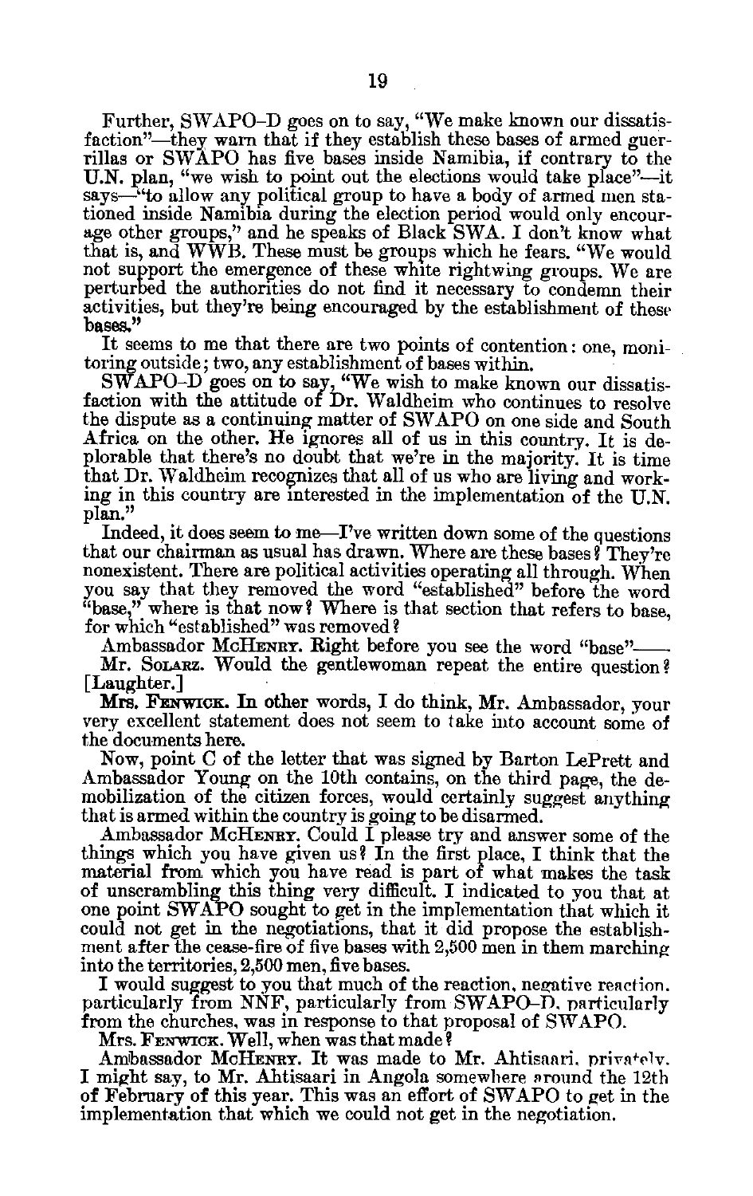Further, SWAPO–D goes on to say, "We make known our dissatisfaction"—they warn that if they establish these bases of armed guerrillas or SWAPO has five bases inside Namibia, if contrary to the U.N. plan, "we wish to point out the elections would take place"—it says—"to allow any political group to have a body of armed men stationed inside Namibia during the election period would only encourage other groups," and he speaks of Black SWA. I don't know what that is, and WWB. These must be groups which he fears. "We would not support the emergence of these white rightwing groups. We are perturbed the authorities do not find it necessary to condemn their activities, but they're being encouraged by the establishment of these bases."

It seems to me that there are two points of contention: one, monitoring outside; two, any establishment of bases within.

SWAPO–D goes on to say, "We wish to make known our dissatisfaction with the attitude of Dr. Waldheim who continues to resolve the dispute as a continuing matter of SWAPO on one side and South Africa on the other. He ignores all of us in this country. It is deplorable that there's no doubt that we're in the majority. It is time that Dr. Waldheim recognizes that all of us who are living and working in this country are interested in the implementation of the U.N. plan."

Indeed, it does seem to me—I've written down some of the questions that our chairman as usual has drawn. Where are these bases? They're nonexistent. There are political activities operating all through. When you say that they removed the word "established" before the word "base," where is that now? Where is that section that refers to base, for which "established" was removed?

Ambassador McHENRY. Right before you see the word "base"——

Mr. SOLARZ. Would the gentlewoman repeat the entire question? [Laughter.]

**Mrs. FENWICK.** In other words, I do think, Mr. Ambassador, your very excellent statement does not seem to take into account some of the documents here.

Now, point C of the letter that was signed by Barton LePrett and Ambassador Young on the 10th contains, on the third page, the demobilization of the citizen forces, would certainly suggest anything that is armed within the country is going to be disarmed.

Ambassador McHENRY. Could I please try and answer some of the things which you have given us? In the first place, I think that the material from which you have read is part of what makes the task of unscrambling this thing very difficult. I indicated to you that at one point SWAPO sought to get in the implementation that which it could not get in the negotiations, that it did propose the establishment after the cease-fire of five bases with 2,500 men in them marching into the territories, 2,500 men, five bases.

I would suggest to you that much of the reaction, negative reaction, particularly from NNF, particularly from SWAPO–D, particularly from the churches, was in response to that proposal of SWAPO.

Mrs. FENWICK. Well, when was that made?

Ambassador McHENRY. It was made to Mr. Ahtisaari, privately, I might say, to Mr. Ahtisaari in Angola somewhere around the 12th of February of this year. This was an effort of SWAPO to get in the implementation that which we could not get in the negotiation.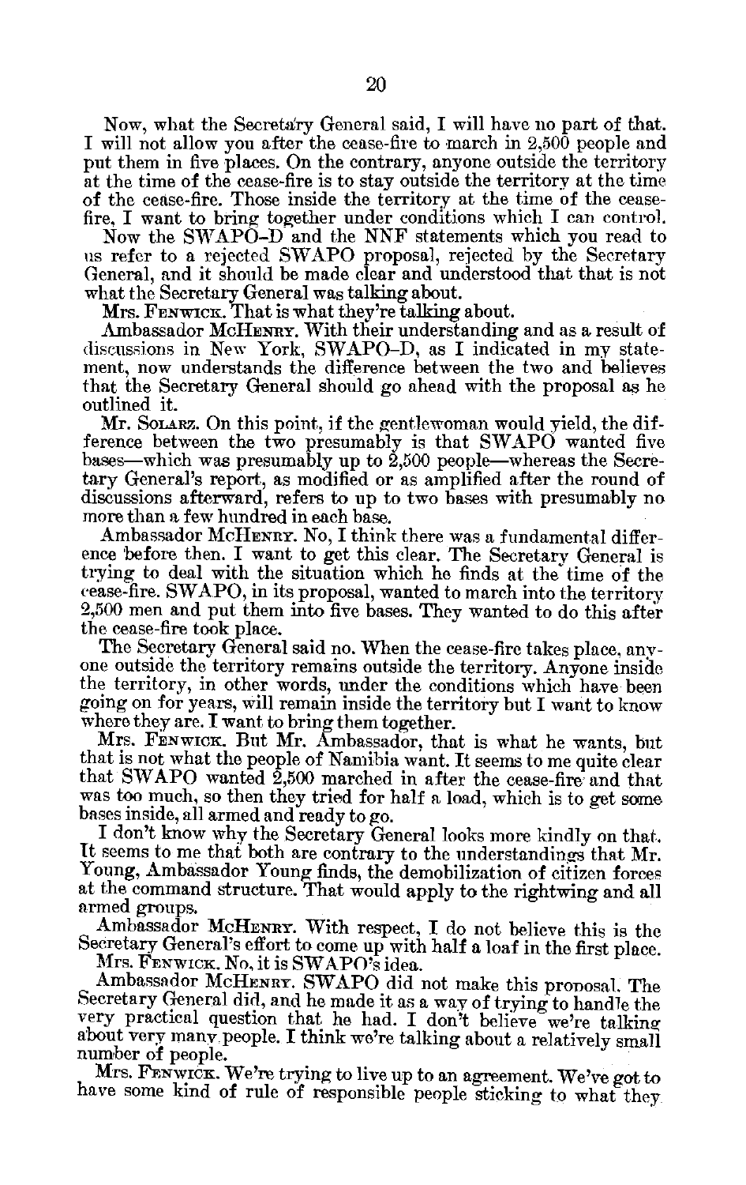Now, what the Secretary General said, I will have no part of that. I will not allow you after the cease-fire to march in 2,500 people and put them in five places. On the contrary, anyone outside the territory at the time of the cease-fire is to stay outside the territory at the time of the cease-fire. Those inside the territory at the time of the cease-fire, I want to bring together under conditions which I can control.

Now the SWAPO-D and the NNF statements which you read to us refer to a rejected SWAPO proposal, rejected by the Secretary General, and it should be made clear and understood that that is not what the Secretary General was talking about.

Mrs. FENWICK. That is what they're talking about.

Ambassador MCHENRY. With their understanding and as a result of discussions in New York, SWAPO-D, as I indicated in my statement, now understands the difference between the two and believes that the Secretary General should go ahead with the proposal as he outlined it.

Mr. SOLARZ. On this point, if the gentlewoman would yield, the difference between the two presumably is that SWAPO wanted five bases—which was presumably up to 2,500 people—whereas the Secretary General's report, as modified or as amplified after the round of discussions afterward, refers to up to two bases with presumably no more than a few hundred in each base.

Ambassador MCHENRY. No, I think there was a fundamental difference before then. I want to get this clear. The Secretary General is trying to deal with the situation which he finds at the time of the cease-fire. SWAPO, in its proposal, wanted to march into the territory 2,500 men and put them into five bases. They wanted to do this after the cease-fire took place.

The Secretary General said no. When the cease-fire takes place, anyone outside the territory remains outside the territory. Anyone inside the territory, in other words, under the conditions which have been going on for years, will remain inside the territory but I want to know where they are. I want to bring them together.

Mrs. FENWICK. But Mr. Ambassador, that is what he wants, but that is not what the people of Namibia want. It seems to me quite clear that SWAPO wanted 2,500 marched in after the cease-fire and that was too much, so then they tried for half a load, which is to get some bases inside, all armed and ready to go.

I don't know why the Secretary General looks more kindly on that. It seems to me that both are contrary to the understandings that Mr. Young, Ambassador Young finds, the demobilization of citizen forces at the command structure. That would apply to the rightwing and all armed groups.

Ambassador MCHENRY. With respect, I do not believe this is the Secretary General's effort to come up with half a loaf in the first place.

Mrs. FENWICK. No, it is SWAPO's idea.

Ambassador MCHENRY. SWAPO did not make this proposal. The Secretary General did, and he made it as a way of trying to handle the very practical question that he had. I don't believe we're talking about very many people. I think we're talking about a relatively small number of people.

Mrs. FENWICK. We're trying to live up to an agreement. We've got to have some kind of rule of responsible people sticking to what they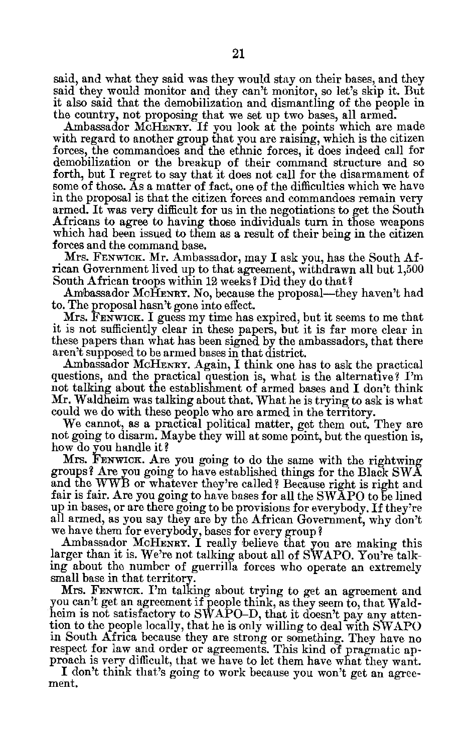said, and what they said was they would stay on their bases, and they said they would monitor and they can't monitor, so let's skip it. But it also said that the demobilization and dismantling of the people in the country, not proposing that we set up two bases, all armed.

Ambassador McHENRY. If you look at the points which are made with regard to another group that you are raising, which is the citizen forces, the commandoes and the ethnic forces, it does indeed call for demobilization or the breakup of their command structure and so forth, but I regret to say that it does not call for the disarmament of some of those. As a matter of fact, one of the difficulties which we have in the proposal is that the citizen forces and commandoes remain very armed. It was very difficult for us in the negotiations to get the South Africans to agree to having those individuals turn in those weapons which had been issued to them as a result of their being in the citizen forces and the command base.

Mrs. FENWICK. Mr. Ambassador, may I ask you, has the South African Government lived up to that agreement, withdrawn all but 1,500 South African troops within 12 weeks? Did they do that?

Ambassador McHENRY. No, because the proposal—they haven't had to. The proposal hasn't gone into effect.

Mrs. FENWICK. I guess my time has expired, but it seems to me that it is not sufficiently clear in these papers, but it is far more clear in these papers than what has been signed by the ambassadors, that there aren't supposed to be armed bases in that district.

Ambassador McHENRY. Again, I think one has to ask the practical questions, and the practical question is, what is the alternative? I'm not talking about the establishment of armed bases and I don't think Mr. Waldheim was talking about that. What he is trying to ask is what could we do with these people who are armed in the territory.

We cannot, as a practical political matter, get them out. They are not going to disarm. Maybe they will at some point, but the question is, how do you handle it?

Mrs. FENWICK. Are you going to do the same with the rightwing groups? Are you going to have established things for the Black SWA and the WWB or whatever they're called? Because right is right and fair is fair. Are you going to have bases for all the SWAPO to be lined up in bases, or are there going to be provisions for everybody. If they're all armed, as you say they are by the African Government, why don't we have them for everybody, bases for every group?

Ambassador McHENRY. I really believe that you are making this larger than it is. We're not talking about all of SWAPO. You're talking about the number of guerrilla forces who operate an extremely small base in that territory.

Mrs. FENWICK. I'm talking about trying to get an agreement and you can't get an agreement if people think, as they seem to, that Waldheim is not satisfactory to SWAPO–D, that it doesn't pay any attention to the people locally, that he is only willing to deal with SWAPO in South Africa because they are strong or something. They have no respect for law and order or agreements. This kind of pragmatic approach is very difficult, that we have to let them have what they want.

I don't think that's going to work because you won't get an agreement.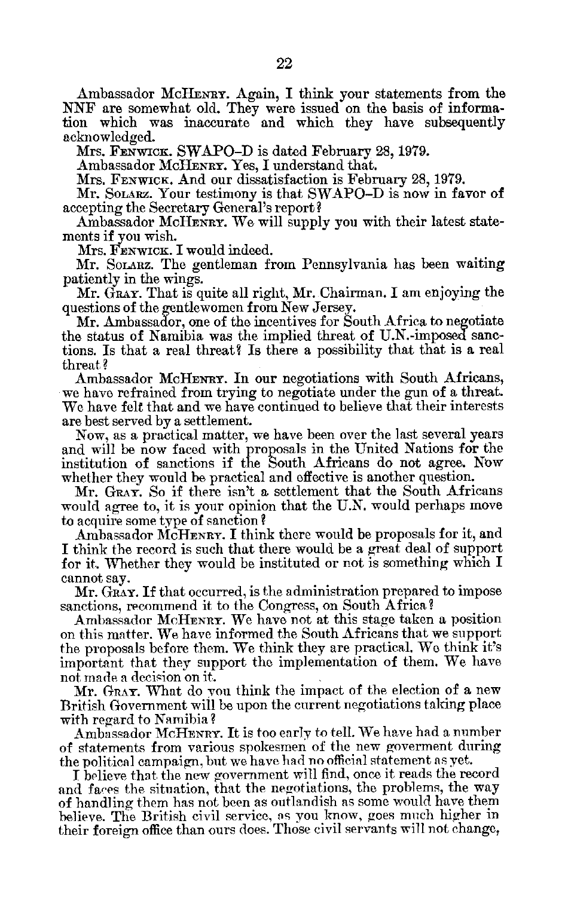Ambassador McHENRY. Again, I think your statements from the NNF are somewhat old. They were issued on the basis of information which was inaccurate and which they have subsequently acknowledged.

Mrs. FENWICK. SWAPO–D is dated February 28, 1979.

Ambassador McHENRY. Yes, I understand that.

Mrs. FENWICK. And our dissatisfaction is February 28, 1979.

Mr. SOLARZ. Your testimony is that SWAPO–D is now in favor of accepting the Secretary General's report?

Ambassador McHENRY. We will supply you with their latest statements if you wish.

Mrs. FENWICK. I would indeed.

Mr. SOLARZ. The gentleman from Pennsylvania has been waiting patiently in the wings.

Mr. GRAY. That is quite all right, Mr. Chairman. I am enjoying the questions of the gentlewomen from New Jersey.

Mr. Ambassador, one of the incentives for South Africa to negotiate the status of Namibia was the implied threat of U.N.-imposed sanctions. Is that a real threat? Is there a possibility that that is a real threat?

Ambassador McHENRY. In our negotiations with South Africans, we have refrained from trying to negotiate under the gun of a threat. We have felt that and we have continued to believe that their interests are best served by a settlement.

Now, as a practical matter, we have been over the last several years and will be now faced with proposals in the United Nations for the institution of sanctions if the South Africans do not agree. Now whether they would be practical and effective is another question.

Mr. GRAY. So if there isn't a settlement that the South Africans would agree to, it is your opinion that the U.N. would perhaps move to acquire some type of sanction?

Ambassador McHENRY. I think there would be proposals for it, and I think the record is such that there would be a great deal of support for it. Whether they would be instituted or not is something which I cannot say.

Mr. GRAY. If that occurred, is the administration prepared to impose sanctions, recommend it to the Congress, on South Africa?

Ambassador McHENRY. We have not at this stage taken a position on this matter. We have informed the South Africans that we support the proposals before them. We think they are practical. We think it's important that they support the implementation of them. We have not made a decision on it.

Mr. GRAY. What do you think the impact of the election of a new British Government will be upon the current negotiations taking place with regard to Namibia?

Ambassador McHENRY. It is too early to tell. We have had a number of statements from various spokesmen of the new goverment during the political campaign, but we have had no official statement as yet.

I believe that the new government will find, once it reads the record and faces the situation, that the negotiations, the problems, the way of handling them has not been as outlandish as some would have them believe. The British civil service, as you know, goes much higher in their foreign office than ours does. Those civil servants will not change,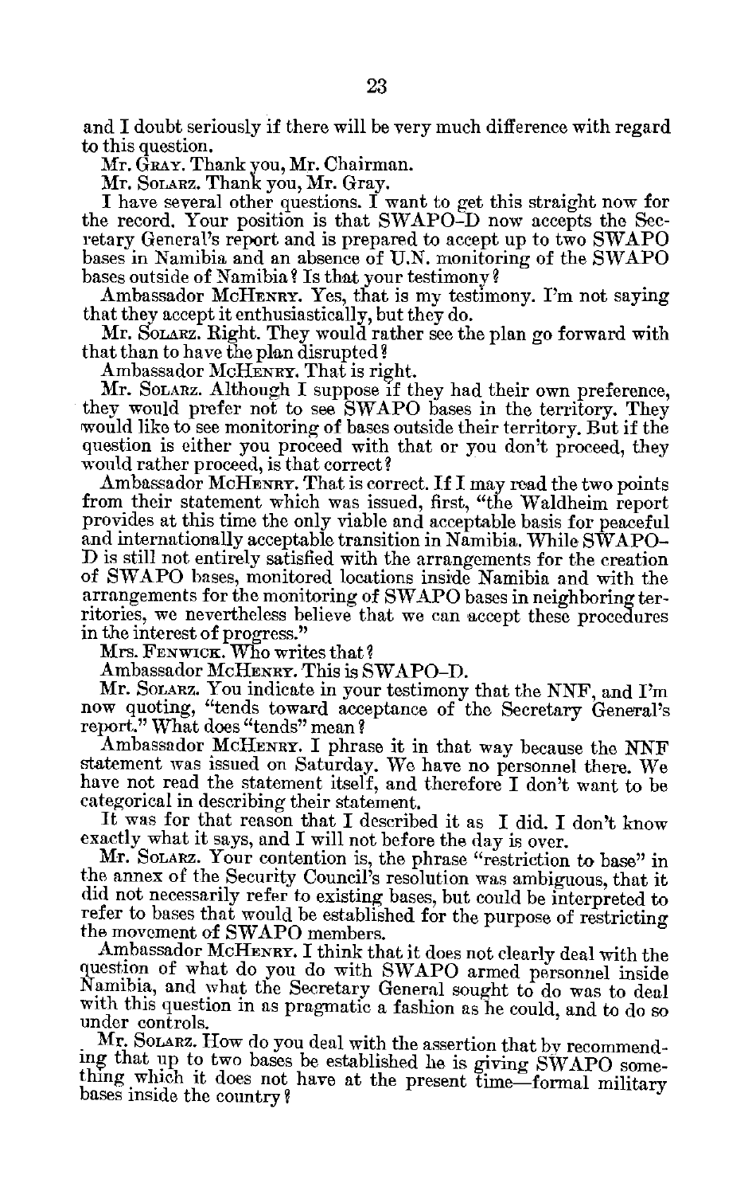and I doubt seriously if there will be very much difference with regard to this question.

Mr. GRAY. Thank you, Mr. Chairman.

Mr. SOLARZ. Thank you, Mr. Gray.

I have several other questions. I want to get this straight now for the record. Your position is that SWAPO–D now accepts the Secretary General's report and is prepared to accept up to two SWAPO bases in Namibia and an absence of U.N. monitoring of the SWAPO bases outside of Namibia? Is that your testimony?

Ambassador MCHENRY. Yes, that is my testimony. I'm not saying that they accept it enthusiastically, but they do.

Mr. SOLARZ. Right. They would rather see the plan go forward with that than to have the plan disrupted?

Ambassador MCHENRY. That is right.

Mr. SOLARZ. Although I suppose if they had their own preference, they would prefer not to see SWAPO bases in the territory. They would like to see monitoring of bases outside their territory. But if the question is either you proceed with that or you don't proceed, they would rather proceed, is that correct?

Ambassador MCHENRY. That is correct. If I may read the two points from their statement which was issued, first, "the Waldheim report provides at this time the only viable and acceptable basis for peaceful and internationally acceptable transition in Namibia. While SWAPO–D is still not entirely satisfied with the arrangements for the creation of SWAPO bases, monitored locations inside Namibia and with the arrangements for the monitoring of SWAPO bases in neighboring territories, we nevertheless believe that we can accept these procedures in the interest of progress."

Mrs. FENWICK. Who writes that?

Ambassador MCHENRY. This is SWAPO–D.

Mr. SOLARZ. You indicate in your testimony that the NNF, and I'm now quoting, "tends toward acceptance of the Secretary General's report." What does "tends" mean?

Ambassador MCHENRY. I phrase it in that way because the NNF statement was issued on Saturday. We have no personnel there. We have not read the statement itself, and therefore I don't want to be categorical in describing their statement.

It was for that reason that I described it as I did. I don't know exactly what it says, and I will not before the day is over.

Mr. SOLARZ. Your contention is, the phrase "restriction to base" in the annex of the Security Council's resolution was ambiguous, that it did not necessarily refer to existing bases, but could be interpreted to refer to bases that would be established for the purpose of restricting the movement of SWAPO members.

Ambassador MCHENRY. I think that it does not clearly deal with the question of what do you do with SWAPO armed personnel inside Namibia, and what the Secretary General sought to do was to deal with this question in as pragmatic a fashion as he could, and to do so under controls.

Mr. SOLARZ. How do you deal with the assertion that by recommending that up to two bases be established he is giving SWAPO something which it does not have at the present time—formal military bases inside the country?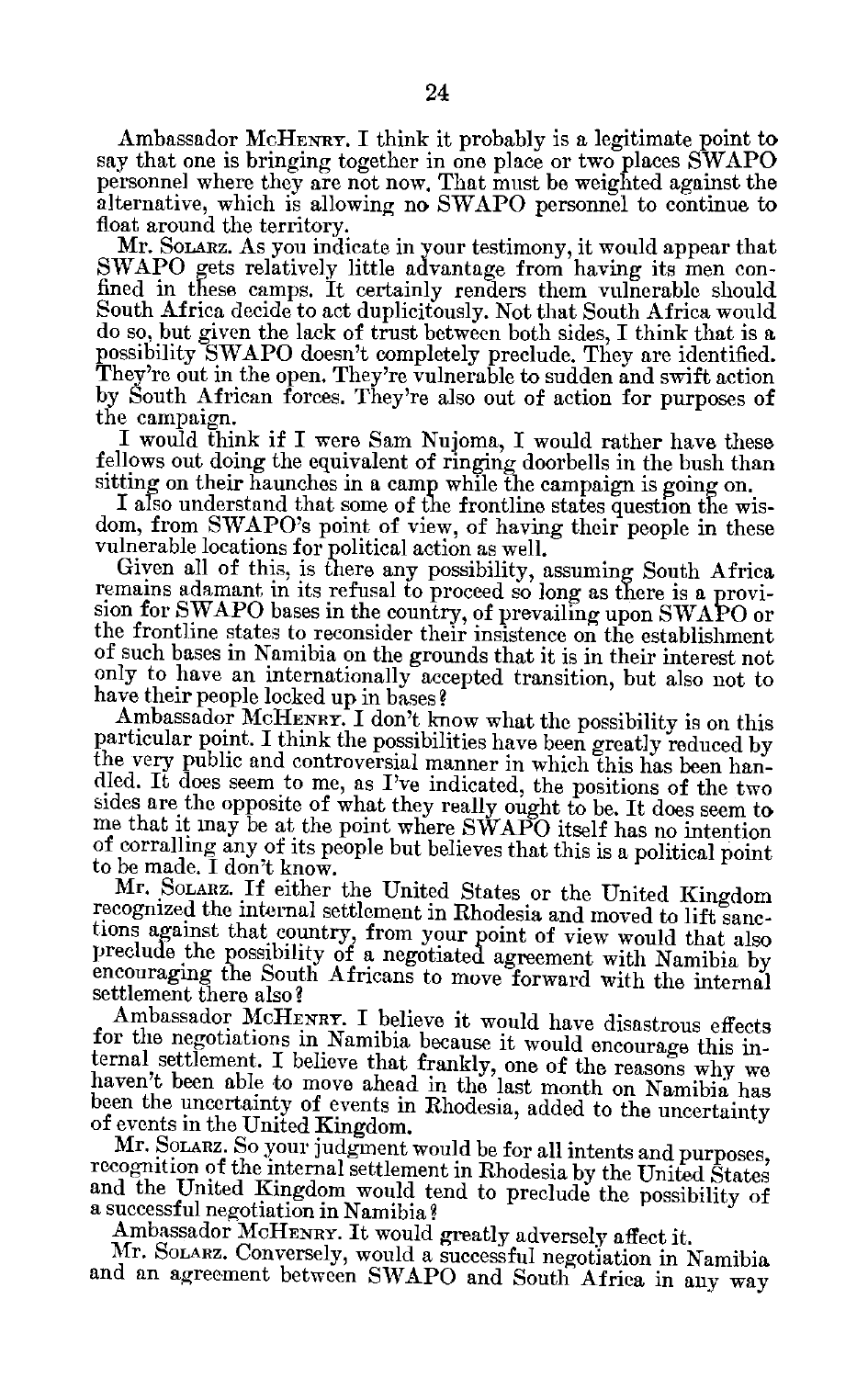Ambassador McHENRY. I think it probably is a legitimate point to say that one is bringing together in one place or two places SWAPO personnel where they are not now. That must be weighted against the alternative, which is allowing no SWAPO personnel to continue to float around the territory.

Mr. SOLARZ. As you indicate in your testimony, it would appear that SWAPO gets relatively little advantage from having its men confined in these camps. It certainly renders them vulnerable should South Africa decide to act duplicitously. Not that South Africa would do so, but given the lack of trust between both sides, I think that is a possibility SWAPO doesn't completely preclude. They are identified. They're out in the open. They're vulnerable to sudden and swift action by South African forces. They're also out of action for purposes of the campaign.

I would think if I were Sam Nujoma, I would rather have these fellows out doing the equivalent of ringing doorbells in the bush than sitting on their haunches in a camp while the campaign is going on.

I also understand that some of the frontline states question the wisdom, from SWAPO's point of view, of having their people in these vulnerable locations for political action as well.

Given all of this, is there any possibility, assuming South Africa remains adamant in its refusal to proceed so long as there is a provision for SWAPO bases in the country, of prevailing upon SWAPO or the frontline states to reconsider their insistence on the establishment of such bases in Namibia on the grounds that it is in their interest not only to have an internationally accepted transition, but also not to have their people locked up in bases?

Ambassador McHENRY. I don't know what the possibility is on this particular point. I think the possibilities have been greatly reduced by the very public and controversial manner in which this has been handled. It does seem to me, as I've indicated, the positions of the two sides are the opposite of what they really ought to be. It does seem to me that it may be at the point where SWAPO itself has no intention of corralling any of its people but believes that this is a political point to be made. I don't know.

Mr. SOLARZ. If either the United States or the United Kingdom recognized the internal settlement in Rhodesia and moved to lift sanctions against that country, from your point of view would that also preclude the possibility of a negotiated agreement with Namibia by encouraging the South Africans to move forward with the internal settlement there also?

Ambassador McHENRY. I believe it would have disastrous effects for the negotiations in Namibia because it would encourage this internal settlement. I believe that frankly, one of the reasons why we haven't been able to move ahead in the last month on Namibia has been the uncertainty of events in Rhodesia, added to the uncertainty of events in the United Kingdom.

Mr. SOLARZ. So your judgment would be for all intents and purposes, recognition of the internal settlement in Rhodesia by the United States and the United Kingdom would tend to preclude the possibility of a successful negotiation in Namibia?

Ambassador McHENRY. It would greatly adversely affect it.

Mr. SOLARZ. Conversely, would a successful negotiation in Namibia and an agreement between SWAPO and South Africa in any way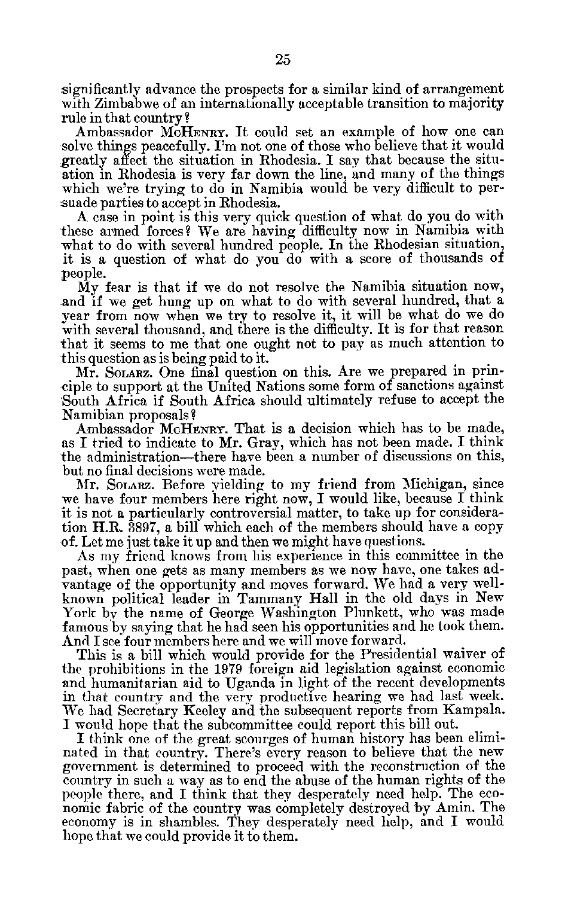significantly advance the prospects for a similar kind of arrangement with Zimbabwe of an internationally acceptable transition to majority rule in that country?

Ambassador McHENRY. It could set an example of how one can solve things peacefully. I'm not one of those who believe that it would greatly affect the situation in Rhodesia. I say that because the situation in Rhodesia is very far down the line, and many of the things which we're trying to do in Namibia would be very difficult to persuade parties to accept in Rhodesia.

A case in point is this very quick question of what do you do with these armed forces? We are having difficulty now in Namibia with what to do with several hundred people. In the Rhodesian situation, it is a question of what do you do with a score of thousands of people.

My fear is that if we do not resolve the Namibia situation now, and if we get hung up on what to do with several hundred, that a year from now when we try to resolve it, it will be what do we do with several thousand, and there is the difficulty. It is for that reason that it seems to me that one ought not to pay as much attention to this question as is being paid to it.

Mr. SOLARZ. One final question on this. Are we prepared in principle to support at the United Nations some form of sanctions against South Africa if South Africa should ultimately refuse to accept the Namibian proposals?

Ambassador McHENRY. That is a decision which has to be made, as I tried to indicate to Mr. Gray, which has not been made. I think the administration—there have been a number of discussions on this, but no final decisions were made.

Mr. SOLARZ. Before yielding to my friend from Michigan, since we have four members here right now, I would like, because I think it is not a particularly controversial matter, to take up for consideration H.R. 3897, a bill which each of the members should have a copy of. Let me just take it up and then we might have questions.

As my friend knows from his experience in this committee in the past, when one gets as many members as we now have, one takes advantage of the opportunity and moves forward. We had a very well-known political leader in Tammany Hall in the old days in New York by the name of George Washington Plunkett, who was made famous by saying that he had seen his opportunities and he took them. And I see four members here and we will move forward.

This is a bill which would provide for the Presidential waiver of the prohibitions in the 1979 foreign aid legislation against economic and humanitarian aid to Uganda in light of the recent developments in that country and the very productive hearing we had last week. We had Secretary Keeley and the subsequent reports from Kampala. I would hope that the subcommittee could report this bill out.

I think one of the great scourges of human history has been eliminated in that country. There's every reason to believe that the new government is determined to proceed with the reconstruction of the country in such a way as to end the abuse of the human rights of the people there, and I think that they desperately need help. The economic fabric of the country was completely destroyed by Amin. The economy is in shambles. They desperately need help, and I would hope that we could provide it to them.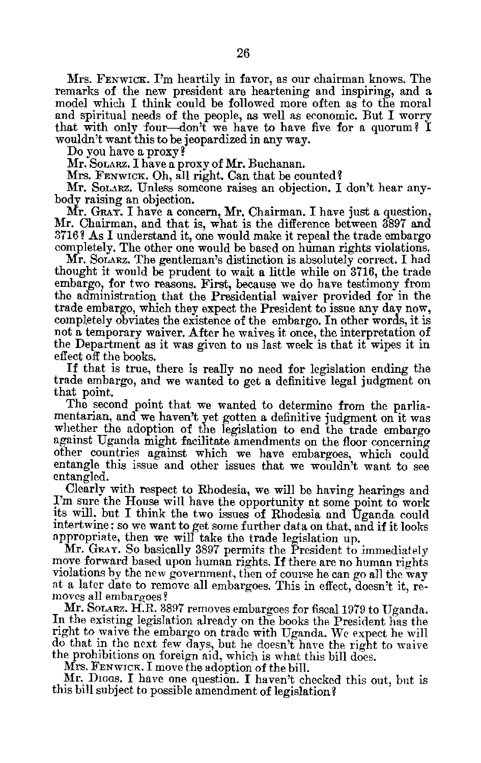Mrs. FENWICK. I'm heartily in favor, as our chairman knows. The remarks of the new president are heartening and inspiring, and a model which I think could be followed more often as to the moral and spiritual needs of the people, as well as economic. But I worry that with only four—don't we have to have five for a quorum? I wouldn't want this to be jeopardized in any way.

Do you have a proxy?

Mr. SOLARZ. I have a proxy of Mr. Buchanan.

Mrs. FENWICK. Oh, all right. Can that be counted?

Mr. SOLARZ. Unless someone raises an objection. I don't hear anybody raising an objection.

Mr. GRAY. I have a concern, Mr. Chairman. I have just a question, Mr. Chairman, and that is, what is the difference between 3897 and 3716? As I understand it, one would make it repeal the trade embargo completely. The other one would be based on human rights violations.

Mr. SOLARZ. The gentleman's distinction is absolutely correct. I had thought it would be prudent to wait a little while on 3716, the trade embargo, for two reasons. First, because we do have testimony from the administration that the Presidential waiver provided for in the trade embargo, which they expect the President to issue any day now, completely obviates the existence of the embargo. In other words, it is not a temporary waiver. After he waives it once, the interpretation of the Department as it was given to us last week is that it wipes it in effect off the books.

If that is true, there is really no need for legislation ending the trade embargo, and we wanted to get a definitive legal judgment on that point.

The second point that we wanted to determine from the parliamentarian, and we haven't yet gotten a definitive judgment on it was whether the adoption of the legislation to end the trade embargo against Uganda might facilitate amendments on the floor concerning other countries against which we have embargoes, which could entangle this issue and other issues that we wouldn't want to see entangled.

Clearly with respect to Rhodesia, we will be having hearings and I'm sure the House will have the opportunity at some point to work its will, but I think the two issues of Rhodesia and Uganda could intertwine; so we want to get some further data on that, and if it looks appropriate, then we will take the trade legislation up.

Mr. GRAY. So basically 3897 permits the President to immediately move forward based upon human rights. If there are no human rights violations by the new government, then of course he can go all the way at a later date to remove all embargoes. This in effect, doesn't it, removes all embargoes?

Mr. SOLARZ. H.R. 3897 removes embargoes for fiscal 1979 to Uganda. In the existing legislation already on the books the President has the right to waive the embargo on trade with Uganda. We expect he will do that in the next few days, but he doesn't have the right to waive the prohibitions on foreign aid, which is what this bill does.

Mrs. FENWICK. I move the adoption of the bill.

Mr. DIGGS. I have one question. I haven't checked this out, but is this bill subject to possible amendment of legislation?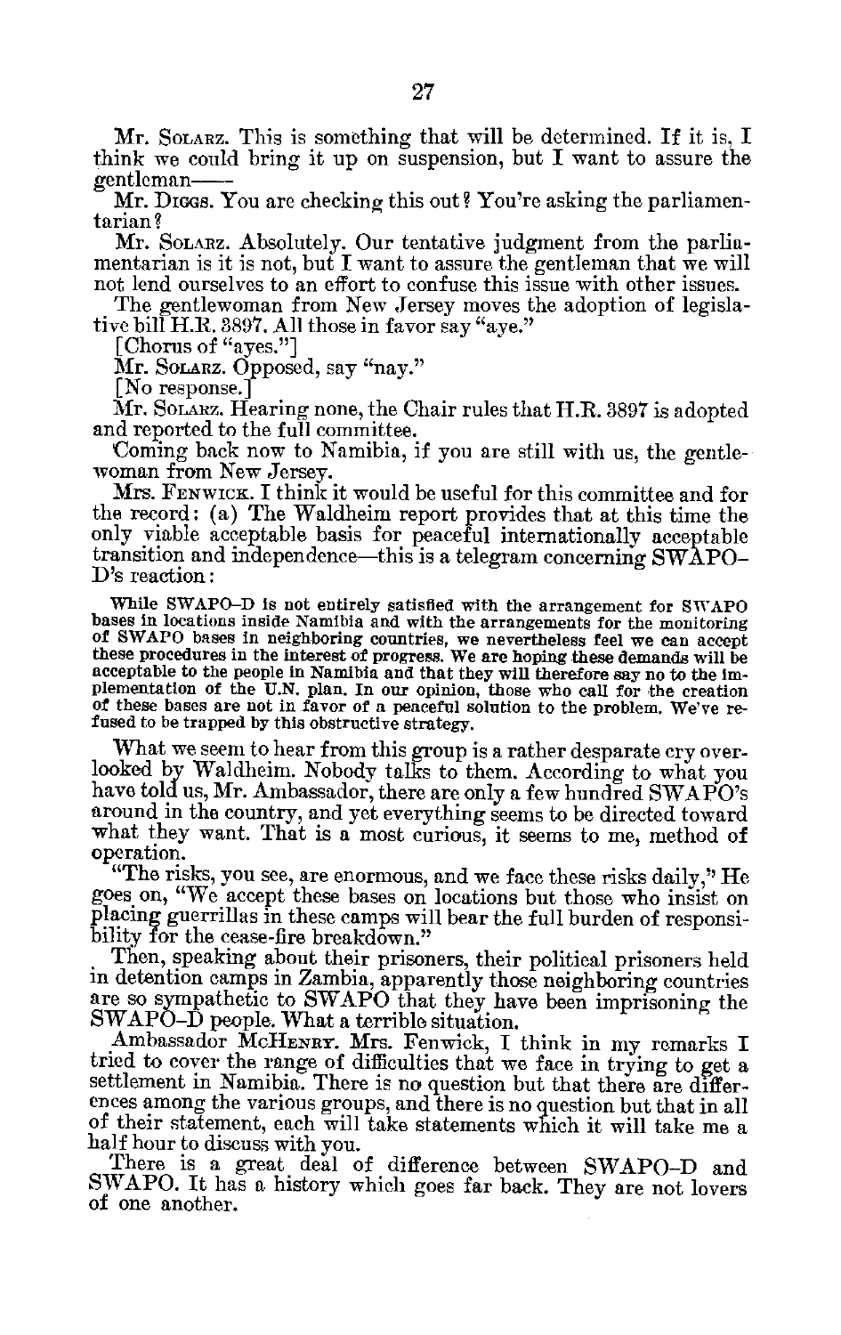Mr. SOLARZ. This is something that will be determined. If it is, I think we could bring it up on suspension, but I want to assure the gentleman——

Mr. DIGGS. You are checking this out? You're asking the parliamentarian?

Mr. SOLARZ. Absolutely. Our tentative judgment from the parliamentarian is it is not, but I want to assure the gentleman that we will not lend ourselves to an effort to confuse this issue with other issues.

The gentlewoman from New Jersey moves the adoption of legislative bill H.R. 3897. All those in favor say "aye."

[Chorus of "ayes."]

Mr. SOLARZ. Opposed, say "nay."

[No response.]

Mr. SOLARZ. Hearing none, the Chair rules that H.R. 3897 is adopted and reported to the full committee.

Coming back now to Namibia, if you are still with us, the gentlewoman from New Jersey.

Mrs. FENWICK. I think it would be useful for this committee and for the record: (a) The Waldheim report provides that at this time the only viable acceptable basis for peaceful internationally acceptable transition and independence—this is a telegram concerning SWAPO–D's reaction:

> While SWAPO–D is not entirely satisfied with the arrangement for SWAPO bases in locations inside Namibia and with the arrangements for the monitoring of SWAPO bases in neighboring countries, we nevertheless feel we can accept these procedures in the interest of progress. We are hoping these demands will be acceptable to the people in Namibia and that they will therefore say no to the implementation of the U.N. plan. In our opinion, those who call for the creation of these bases are not in favor of a peaceful solution to the problem. We've refused to be trapped by this obstructive strategy.

What we seem to hear from this group is a rather desparate cry overlooked by Waldheim. Nobody talks to them. According to what you have told us, Mr. Ambassador, there are only a few hundred SWAPO's around in the country, and yet everything seems to be directed toward what they want. That is a most curious, it seems to me, method of operation.

"The risks, you see, are enormous, and we face these risks daily," He goes on, "We accept these bases on locations but those who insist on placing guerrillas in these camps will bear the full burden of responsibility for the cease-fire breakdown."

Then, speaking about their prisoners, their political prisoners held in detention camps in Zambia, apparently those neighboring countries are so sympathetic to SWAPO that they have been imprisoning the SWAPO–D people. What a terrible situation.

Ambassador MCHENRY. Mrs. Fenwick, I think in my remarks I tried to cover the range of difficulties that we face in trying to get a settlement in Namibia. There is no question but that there are differences among the various groups, and there is no question but that in all of their statement, each will take statements which it will take me a half hour to discuss with you.

There is a great deal of difference between SWAPO–D and SWAPO. It has a history which goes far back. They are not lovers of one another.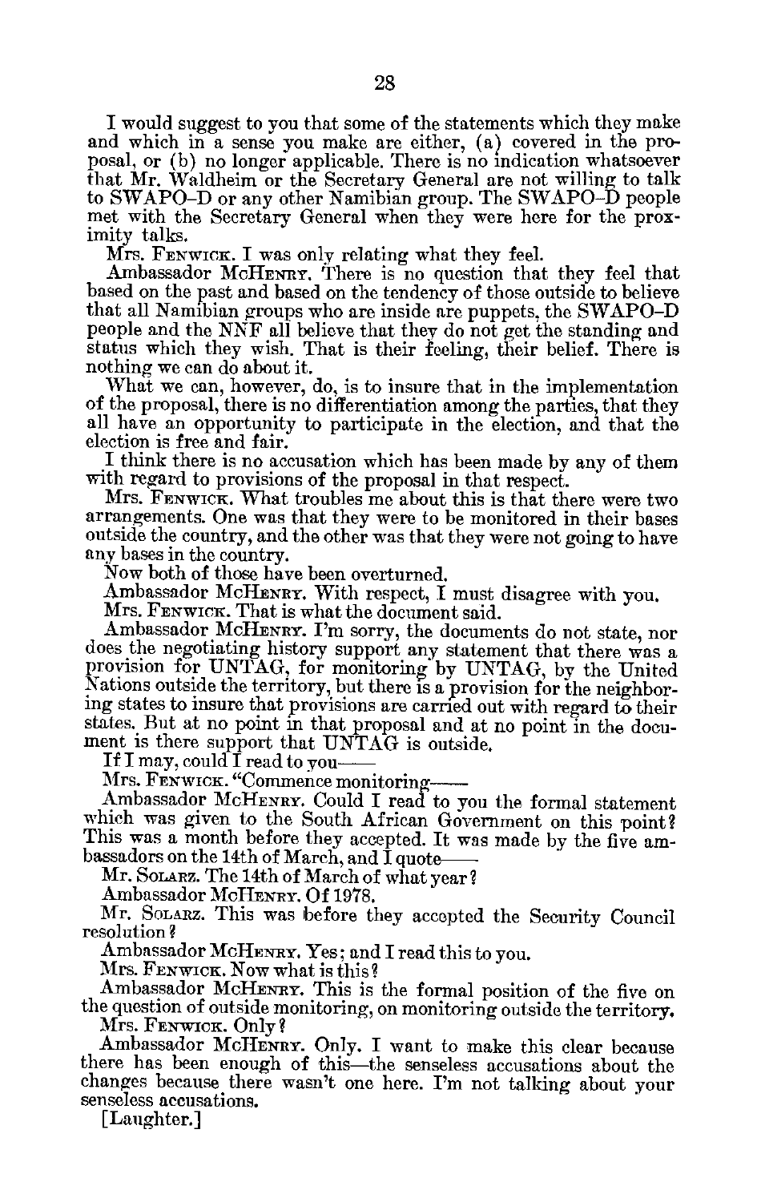I would suggest to you that some of the statements which they make and which in a sense you make are either, (a) covered in the proposal, or (b) no longer applicable. There is no indication whatsoever that Mr. Waldheim or the Secretary General are not willing to talk to SWAPO–D or any other Namibian group. The SWAPO–D people met with the Secretary General when they were here for the proximity talks.

Mrs. FENWICK. I was only relating what they feel.

Ambassador MCHENRY. There is no question that they feel that based on the past and based on the tendency of those outside to believe that all Namibian groups who are inside are puppets, the SWAPO–D people and the NNF all believe that they do not get the standing and status which they wish. That is their feeling, their belief. There is nothing we can do about it.

What we can, however, do, is to insure that in the implementation of the proposal, there is no differentiation among the parties, that they all have an opportunity to participate in the election, and that the election is free and fair.

I think there is no accusation which has been made by any of them with regard to provisions of the proposal in that respect.

Mrs. FENWICK. What troubles me about this is that there were two arrangements. One was that they were to be monitored in their bases outside the country, and the other was that they were not going to have any bases in the country.

Now both of those have been overturned.

Ambassador MCHENRY. With respect, I must disagree with you.

Mrs. FENWICK. That is what the document said.

Ambassador MCHENRY. I'm sorry, the documents do not state, nor does the negotiating history support any statement that there was a provision for UNTAG, for monitoring by UNTAG, by the United Nations outside the territory, but there is a provision for the neighboring states to insure that provisions are carried out with regard to their states. But at no point in that proposal and at no point in the document is there support that UNTAG is outside.

If I may, could I read to you——

Mrs. FENWICK. "Commence monitoring——

Ambassador MCHENRY. Could I read to you the formal statement which was given to the South African Government on this point? This was a month before they accepted. It was made by the five ambassadors on the 14th of March, and I quote——

Mr. SOLARZ. The 14th of March of what year?

Ambassador MCHENRY. Of 1978.

Mr. SOLARZ. This was before they accepted the Security Council resolution?

Ambassador MCHENRY. Yes; and I read this to you.

Mrs. FENWICK. Now what is this?

Ambassador MCHENRY. This is the formal position of the five on the question of outside monitoring, on monitoring outside the territory.

Mrs. FENWICK. Only?

Ambassador MCHENRY. Only. I want to make this clear because there has been enough of this—the senseless accusations about the changes because there wasn't one here. I'm not talking about your senseless accusations.

[Laughter.]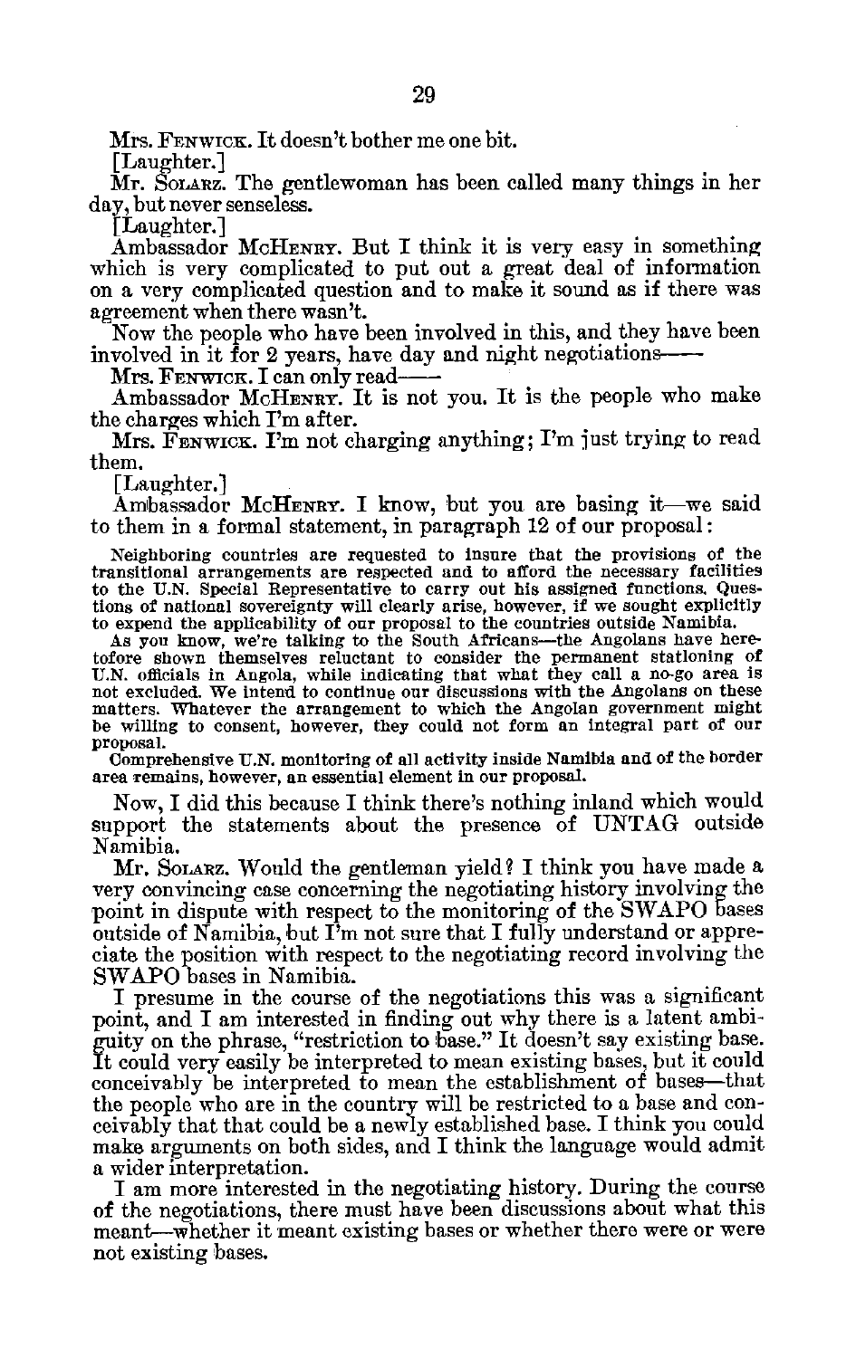Mrs. FENWICK. It doesn't bother me one bit.

[Laughter.]

Mr. SOLARZ. The gentlewoman has been called many things in her day, but never senseless.

[Laughter.]

Ambassador MCHENRY. But I think it is very easy in something which is very complicated to put out a great deal of information on a very complicated question and to make it sound as if there was agreement when there wasn't.

Now the people who have been involved in this, and they have been involved in it for 2 years, have day and night negotiations——

Mrs. FENWICK. I can only read——

Ambassador MCHENRY. It is not you. It is the people who make the charges which I'm after.

Mrs. FENWICK. I'm not charging anything; I'm just trying to read them.

[Laughter.]

Ambassador MCHENRY. I know, but you are basing it—we said to them in a formal statement, in paragraph 12 of our proposal:

> Neighboring countries are requested to insure that the provisions of the transitional arrangements are respected and to afford the necessary facilities to the U.N. Special Representative to carry out his assigned functions. Questions of national sovereignty will clearly arise, however, if we sought explicitly to expend the applicability of our proposal to the countries outside Namibia.
>
> As you know, we're talking to the South Africans—the Angolans have heretofore shown themselves reluctant to consider the permanent stationing of U.N. officials in Angola, while indicating that what they call a no-go area is not excluded. We intend to continue our discussions with the Angolans on these matters. Whatever the arrangement to which the Angolan government might be willing to consent, however, they could not form an integral part of our proposal.
>
> Comprehensive U.N. monitoring of all activity inside Namibia and of the border area remains, however, an essential element in our proposal.

Now, I did this because I think there's nothing inland which would support the statements about the presence of UNTAG outside Namibia.

Mr. SOLARZ. Would the gentleman yield? I think you have made a very convincing case concerning the negotiating history involving the point in dispute with respect to the monitoring of the SWAPO bases outside of Namibia, but I'm not sure that I fully understand or appreciate the position with respect to the negotiating record involving the SWAPO bases in Namibia.

I presume in the course of the negotiations this was a significant point, and I am interested in finding out why there is a latent ambiguity on the phrase, "restriction to base." It doesn't say existing base. It could very easily be interpreted to mean existing bases, but it could conceivably be interpreted to mean the establishment of bases—that the people who are in the country will be restricted to a base and conceivably that that could be a newly established base. I think you could make arguments on both sides, and I think the language would admit a wider interpretation.

I am more interested in the negotiating history. During the course of the negotiations, there must have been discussions about what this meant—whether it meant existing bases or whether there were or were not existing bases.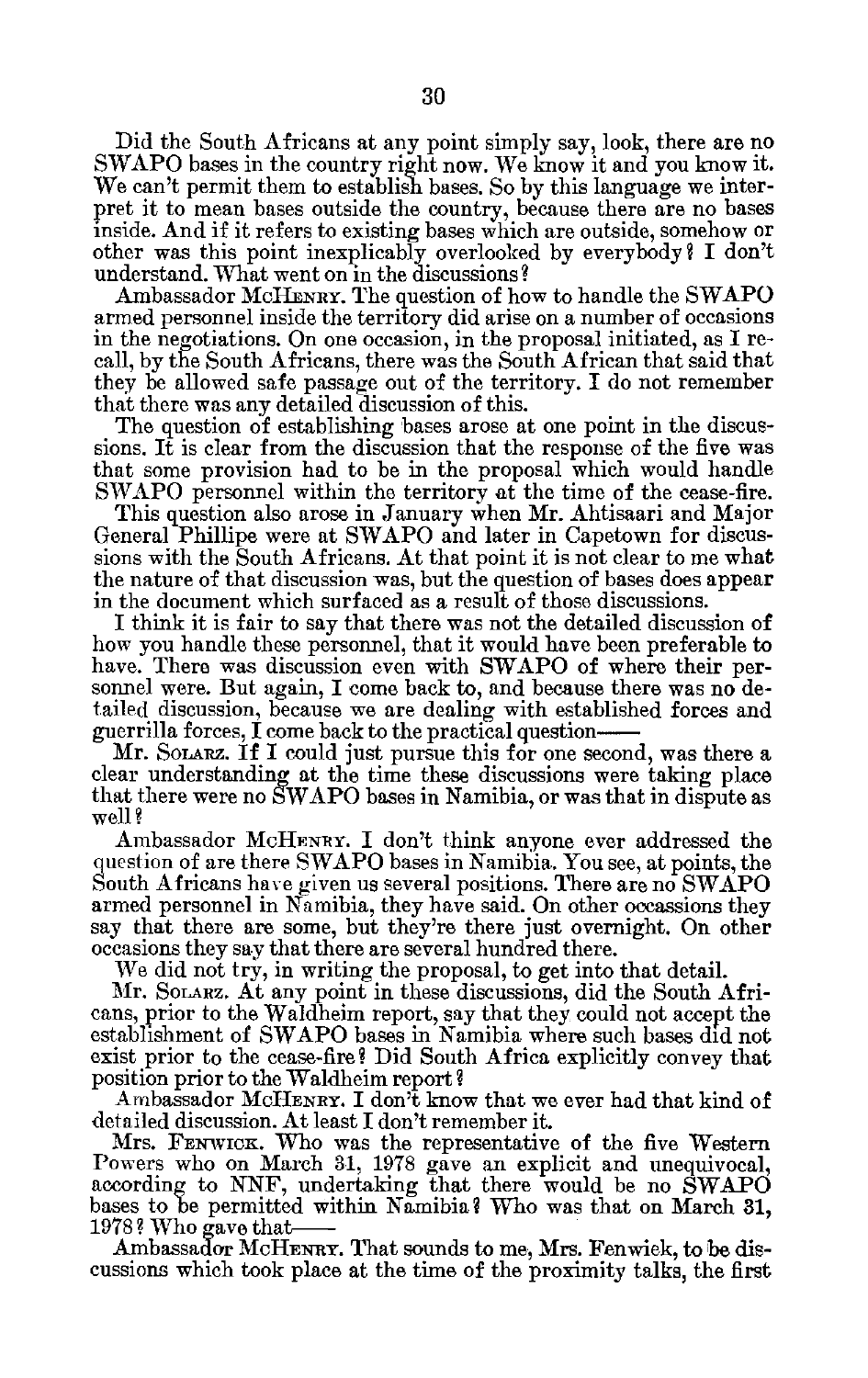Did the South Africans at any point simply say, look, there are no SWAPO bases in the country right now. We know it and you know it. We can't permit them to establish bases. So by this language we interpret it to mean bases outside the country, because there are no bases inside. And if it refers to existing bases which are outside, somehow or other was this point inexplicably overlooked by everybody? I don't understand. What went on in the discussions?

Ambassador McHENRY. The question of how to handle the SWAPO armed personnel inside the territory did arise on a number of occasions in the negotiations. On one occasion, in the proposal initiated, as I recall, by the South Africans, there was the South African that said that they be allowed safe passage out of the territory. I do not remember that there was any detailed discussion of this.

The question of establishing bases arose at one point in the discussions. It is clear from the discussion that the response of the five was that some provision had to be in the proposal which would handle SWAPO personnel within the territory at the time of the cease-fire.

This question also arose in January when Mr. Ahtisaari and Major General Phillipe were at SWAPO and later in Capetown for discussions with the South Africans. At that point it is not clear to me what the nature of that discussion was, but the question of bases does appear in the document which surfaced as a result of those discussions.

I think it is fair to say that there was not the detailed discussion of how you handle these personnel, that it would have been preferable to have. There was discussion even with SWAPO of where their personnel were. But again, I come back to, and because there was no detailed discussion, because we are dealing with established forces and guerrilla forces, I come back to the practical question——

Mr. SOLARZ. If I could just pursue this for one second, was there a clear understanding at the time these discussions were taking place that there were no SWAPO bases in Namibia, or was that in dispute as well?

Ambassador McHENRY. I don't think anyone ever addressed the question of are there SWAPO bases in Namibia. You see, at points, the South Africans have given us several positions. There are no SWAPO armed personnel in Namibia, they have said. On other occasions they say that there are some, but they're there just overnight. On other occasions they say that there are several hundred there.

We did not try, in writing the proposal, to get into that detail.

Mr. SOLARZ. At any point in these discussions, did the South Africans, prior to the Waldheim report, say that they could not accept the establishment of SWAPO bases in Namibia where such bases did not exist prior to the cease-fire? Did South Africa explicitly convey that position prior to the Waldheim report?

Ambassador McHENRY. I don't know that we ever had that kind of detailed discussion. At least I don't remember it.

Mrs. FENWICK. Who was the representative of the five Western Powers who on March 31, 1978 gave an explicit and unequivocal, according to NNF, undertaking that there would be no SWAPO bases to be permitted within Namibia? Who was that on March 31, 1978? Who gave that——

Ambassador McHENRY. That sounds to me, Mrs. Fenwick, to be discussions which took place at the time of the proximity talks, the first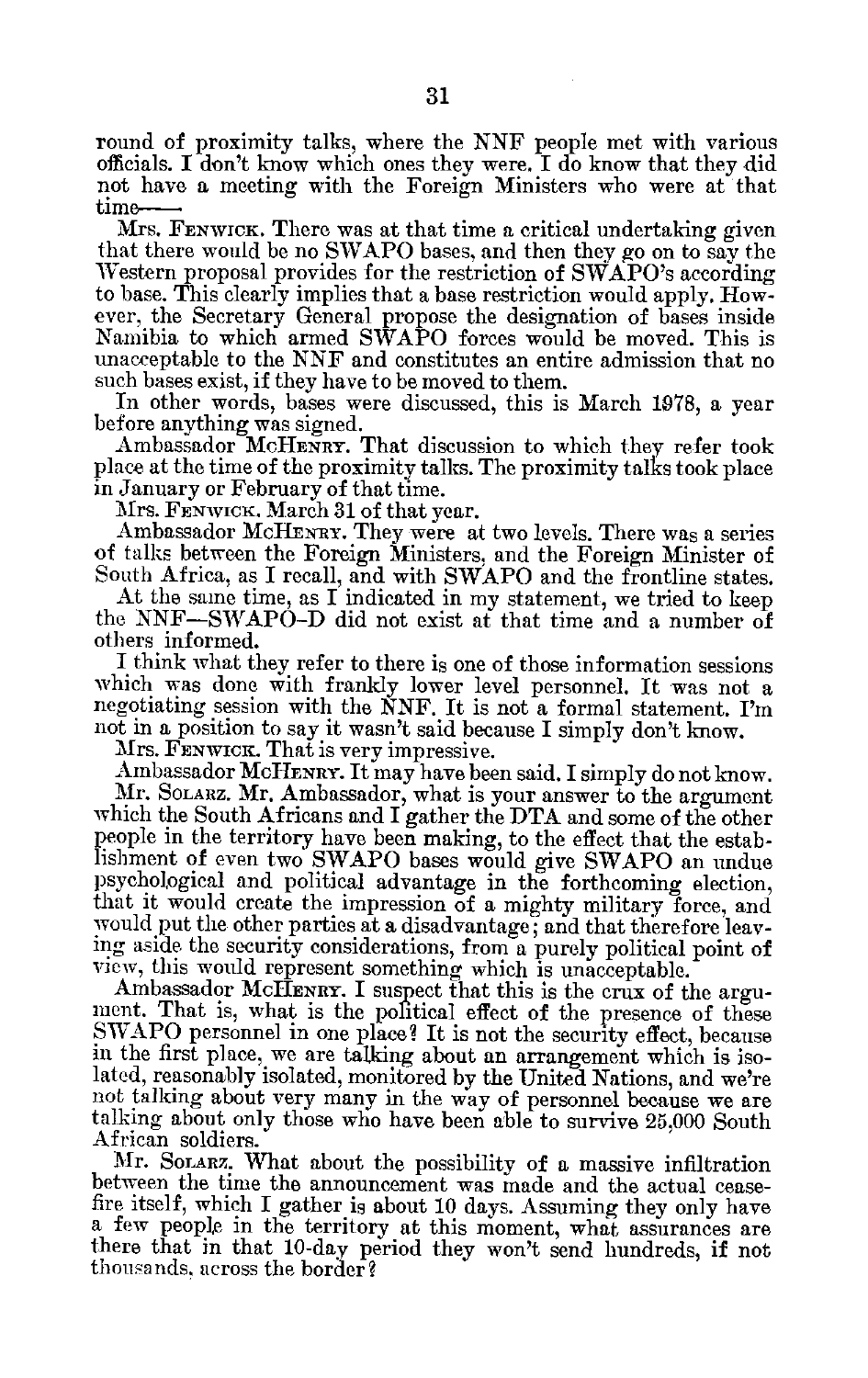round of proximity talks, where the NNF people met with various officials. I don't know which ones they were. I do know that they did not have a meeting with the Foreign Ministers who were at that time——

Mrs. FENWICK. There was at that time a critical undertaking given that there would be no SWAPO bases, and then they go on to say the Western proposal provides for the restriction of SWAPO's according to base. This clearly implies that a base restriction would apply. However, the Secretary General propose the designation of bases inside Namibia to which armed SWAPO forces would be moved. This is unacceptable to the NNF and constitutes an entire admission that no such bases exist, if they have to be moved to them.

In other words, bases were discussed, this is March 1978, a year before anything was signed.

Ambassador MCHENRY. That discussion to which they refer took place at the time of the proximity talks. The proximity talks took place in January or February of that time.

Mrs. FENWICK. March 31 of that year.

Ambassador MCHENRY. They were at two levels. There was a series of talks between the Foreign Ministers, and the Foreign Minister of South Africa, as I recall, and with SWAPO and the frontline states.

At the same time, as I indicated in my statement, we tried to keep the NNF—SWAPO-D did not exist at that time and a number of others informed.

I think what they refer to there is one of those information sessions which was done with frankly lower level personnel. It was not a negotiating session with the NNF. It is not a formal statement. I'm not in a position to say it wasn't said because I simply don't know.

Mrs. FENWICK. That is very impressive.

Ambassador MCHENRY. It may have been said. I simply do not know.

Mr. SOLARZ. Mr. Ambassador, what is your answer to the argument which the South Africans and I gather the DTA and some of the other people in the territory have been making, to the effect that the establishment of even two SWAPO bases would give SWAPO an undue psychological and political advantage in the forthcoming election, that it would create the impression of a mighty military force, and would put the other parties at a disadvantage; and that therefore leaving aside the security considerations, from a purely political point of view, this would represent something which is unacceptable.

Ambassador MCHENRY. I suspect that this is the crux of the argument. That is, what is the political effect of the presence of these SWAPO personnel in one place? It is not the security effect, because in the first place, we are talking about an arrangement which is isolated, reasonably isolated, monitored by the United Nations, and we're not talking about very many in the way of personnel because we are talking about only those who have been able to survive 25,000 South African soldiers.

Mr. SOLARZ. What about the possibility of a massive infiltration between the time the announcement was made and the actual ceasefire itself, which I gather is about 10 days. Assuming they only have a few people in the territory at this moment, what assurances are there that in that 10-day period they won't send hundreds, if not thousands, across the border?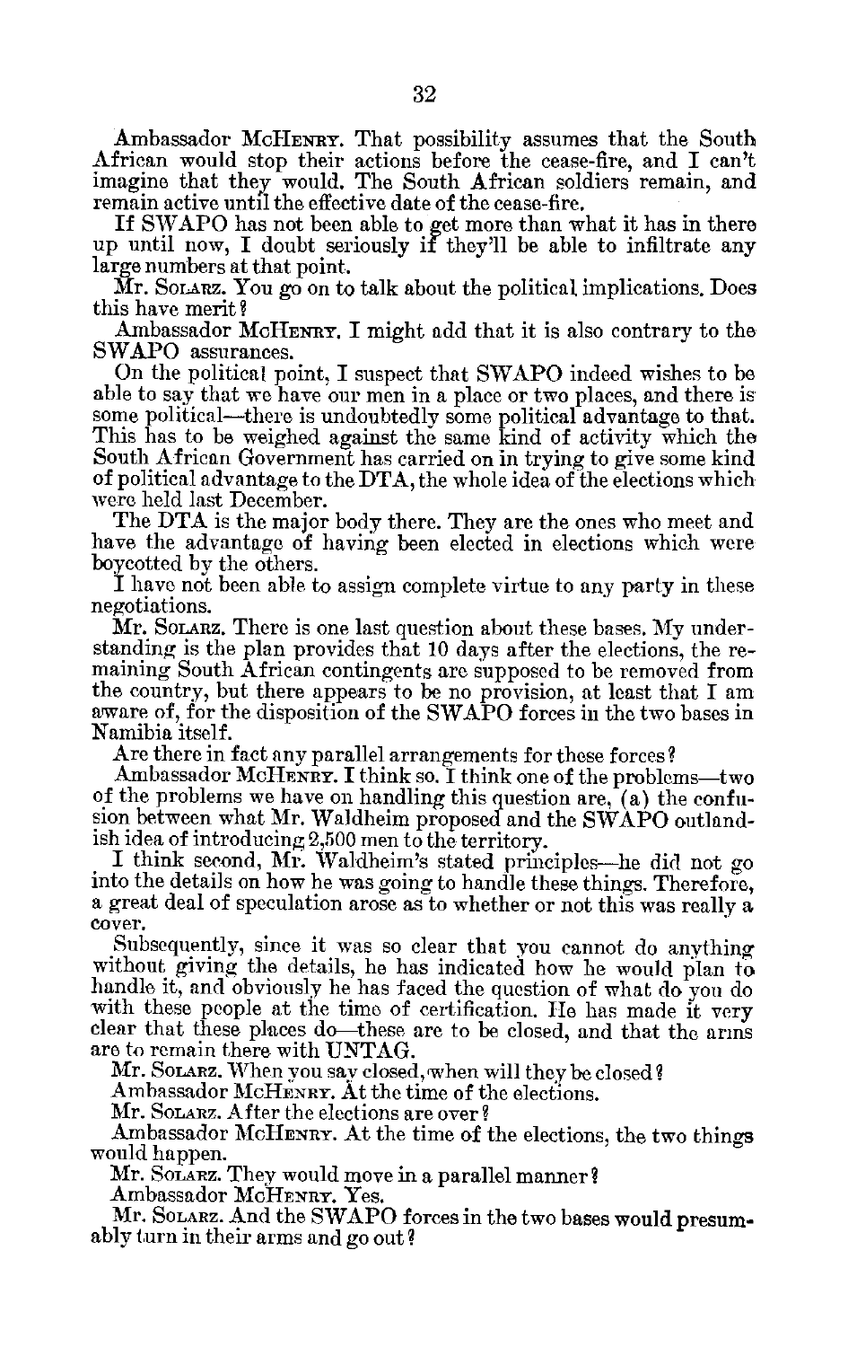Ambassador McHENRY. That possibility assumes that the South African would stop their actions before the cease-fire, and I can't imagine that they would. The South African soldiers remain, and remain active until the effective date of the cease-fire.

If SWAPO has not been able to get more than what it has in there up until now, I doubt seriously if they'll be able to infiltrate any large numbers at that point.

Mr. SOLARZ. You go on to talk about the political implications. Does this have merit?

Ambassador McHENRY. I might add that it is also contrary to the SWAPO assurances.

On the political point, I suspect that SWAPO indeed wishes to be able to say that we have our men in a place or two places, and there is some political—there is undoubtedly some political advantage to that. This has to be weighed against the same kind of activity which the South African Government has carried on in trying to give some kind of political advantage to the DTA, the whole idea of the elections which were held last December.

The DTA is the major body there. They are the ones who meet and have the advantage of having been elected in elections which were boycotted by the others.

I have not been able to assign complete virtue to any party in these negotiations.

Mr. SOLARZ. There is one last question about these bases. My understanding is the plan provides that 10 days after the elections, the remaining South African contingents are supposed to be removed from the country, but there appears to be no provision, at least that I am aware of, for the disposition of the SWAPO forces in the two bases in Namibia itself.

Are there in fact any parallel arrangements for these forces?

Ambassador McHENRY. I think so. I think one of the problems—two of the problems we have on handling this question are, (a) the confusion between what Mr. Waldheim proposed and the SWAPO outlandish idea of introducing 2,500 men to the territory.

I think second, Mr. Waldheim's stated principles—he did not go into the details on how he was going to handle these things. Therefore, a great deal of speculation arose as to whether or not this was really a cover.

Subsequently, since it was so clear that you cannot do anything without giving the details, he has indicated how he would plan to handle it, and obviously he has faced the question of what do you do with these people at the time of certification. He has made it very clear that these places do—these are to be closed, and that the arms are to remain there with UNTAG.

Mr. SOLARZ. When you say closed, when will they be closed?

Ambassador McHENRY. At the time of the elections.

Mr. SOLARZ. After the elections are over?

Ambassador McHENRY. At the time of the elections, the two things would happen.

Mr. SOLARZ. They would move in a parallel manner?

Ambassador McHENRY. Yes.

Mr. SOLARZ. And the SWAPO forces in the two bases would presumably turn in their arms and go out?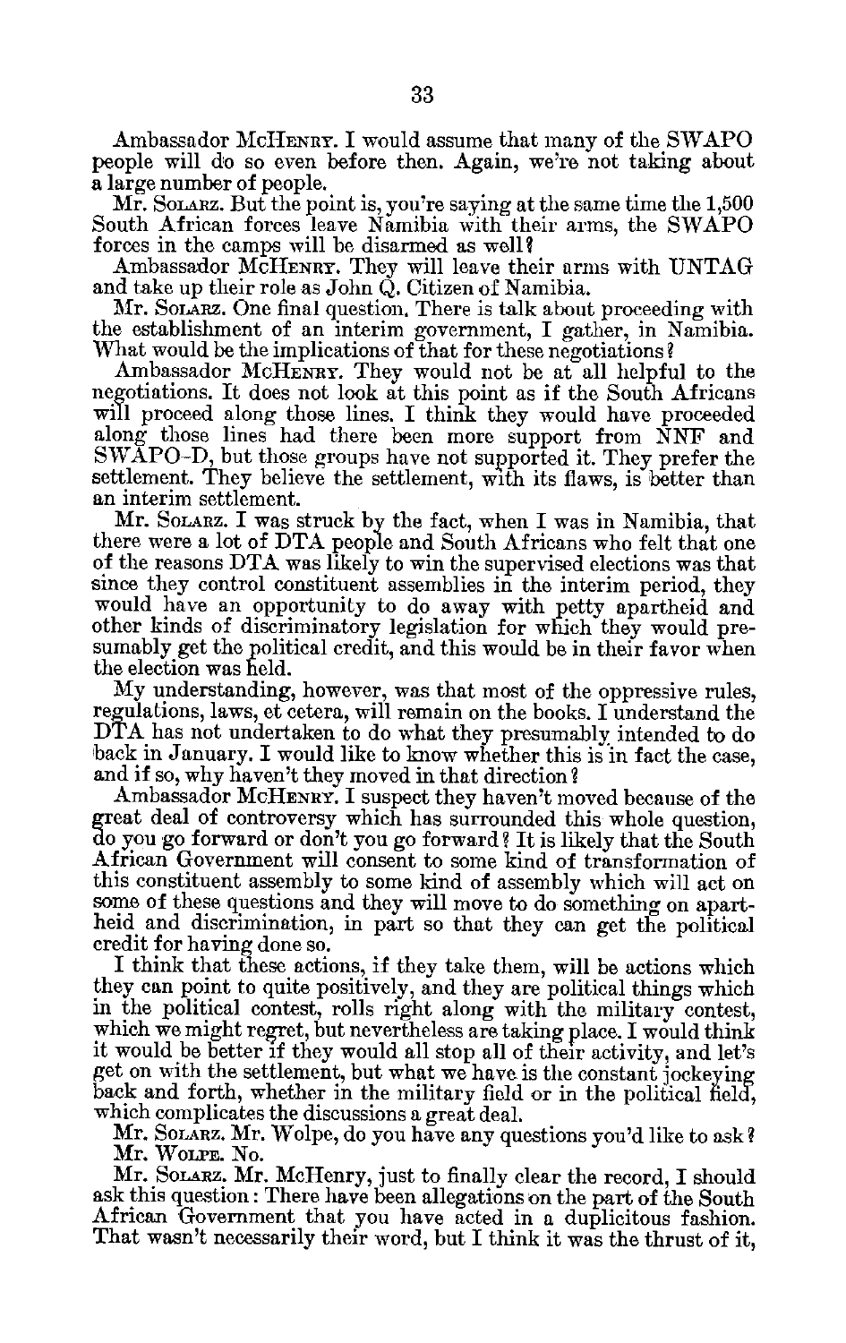Ambassador MCHENRY. I would assume that many of the SWAPO people will do so even before then. Again, we're not taking about a large number of people.

Mr. SOLARZ. But the point is, you're saying at the same time the 1,500 South African forces leave Namibia with their arms, the SWAPO forces in the camps will be disarmed as well?

Ambassador MCHENRY. They will leave their arms with UNTAG and take up their role as John Q. Citizen of Namibia.

Mr. SOLARZ. One final question. There is talk about proceeding with the establishment of an interim government, I gather, in Namibia. What would be the implications of that for these negotiations?

Ambassador MCHENRY. They would not be at all helpful to the negotiations. It does not look at this point as if the South Africans will proceed along those lines. I think they would have proceeded along those lines had there been more support from NNF and SWAPO-D, but those groups have not supported it. They prefer the settlement. They believe the settlement, with its flaws, is better than an interim settlement.

Mr. SOLARZ. I was struck by the fact, when I was in Namibia, that there were a lot of DTA people and South Africans who felt that one of the reasons DTA was likely to win the supervised elections was that since they control constituent assemblies in the interim period, they would have an opportunity to do away with petty apartheid and other kinds of discriminatory legislation for which they would presumably get the political credit, and this would be in their favor when the election was held.

My understanding, however, was that most of the oppressive rules, regulations, laws, et cetera, will remain on the books. I understand the DTA has not undertaken to do what they presumably intended to do back in January. I would like to know whether this is in fact the case, and if so, why haven't they moved in that direction?

Ambassador MCHENRY. I suspect they haven't moved because of the great deal of controversy which has surrounded this whole question, do you go forward or don't you go forward? It is likely that the South African Government will consent to some kind of transformation of this constituent assembly to some kind of assembly which will act on some of these questions and they will move to do something on apartheid and discrimination, in part so that they can get the political credit for having done so.

I think that these actions, if they take them, will be actions which they can point to quite positively, and they are political things which in the political contest, rolls right along with the military contest, which we might regret, but nevertheless are taking place. I would think it would be better if they would all stop all of their activity, and let's get on with the settlement, but what we have is the constant jockeying back and forth, whether in the military field or in the political field, which complicates the discussions a great deal.

Mr. SOLARZ. Mr. Wolpe, do you have any questions you'd like to ask?

Mr. WOLPE. No.

Mr. SOLARZ. Mr. McHenry, just to finally clear the record, I should ask this question: There have been allegations on the part of the South African Government that you have acted in a duplicitous fashion. That wasn't necessarily their word, but I think it was the thrust of it,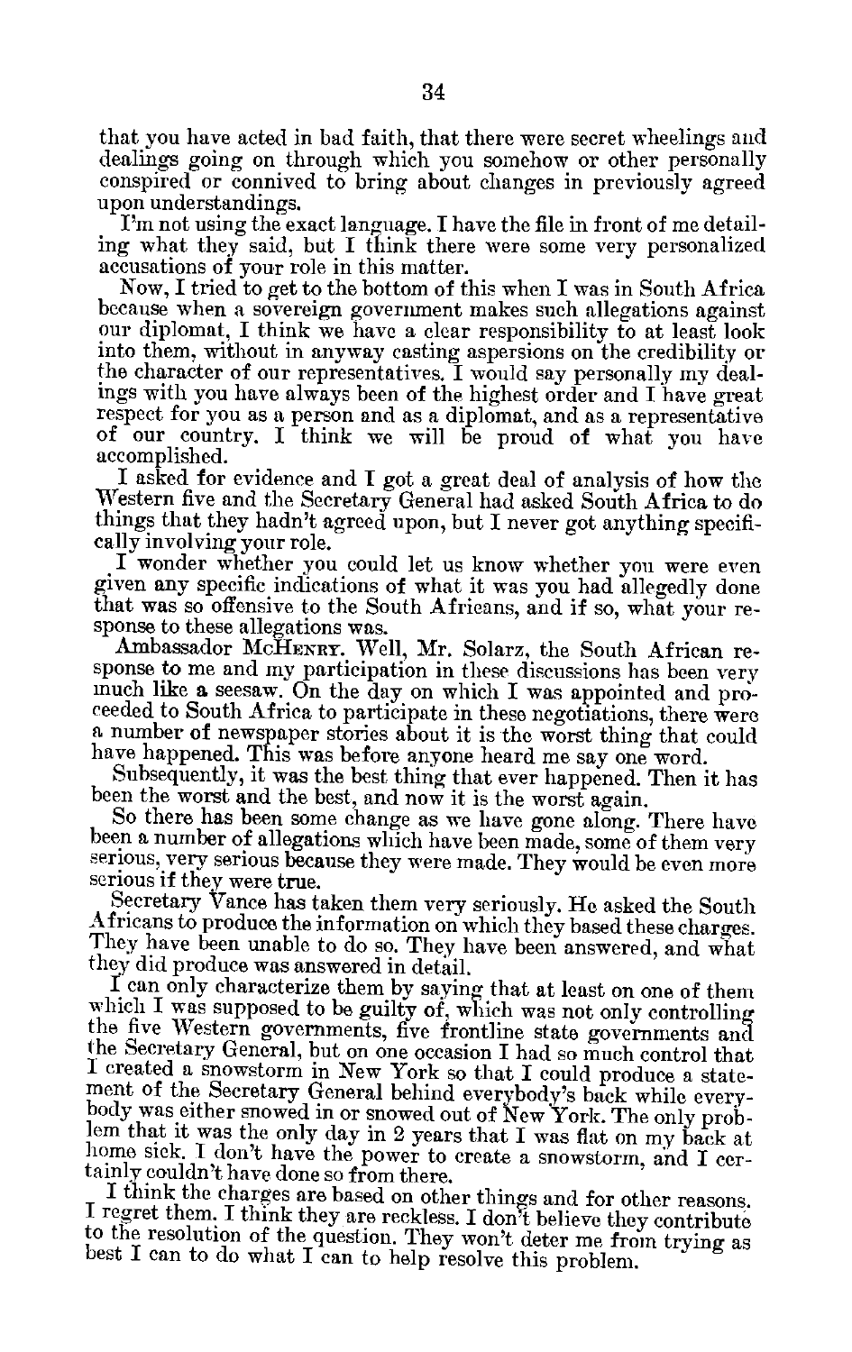that you have acted in bad faith, that there were secret wheelings and dealings going on through which you somehow or other personally conspired or connived to bring about changes in previously agreed upon understandings.

I'm not using the exact language. I have the file in front of me detailing what they said, but I think there were some very personalized accusations of your role in this matter.

Now, I tried to get to the bottom of this when I was in South Africa because when a sovereign government makes such allegations against our diplomat, I think we have a clear responsibility to at least look into them, without in anyway casting aspersions on the credibility or the character of our representatives. I would say personally my dealings with you have always been of the highest order and I have great respect for you as a person and as a diplomat, and as a representative of our country. I think we will be proud of what you have accomplished.

I asked for evidence and I got a great deal of analysis of how the Western five and the Secretary General had asked South Africa to do things that they hadn't agreed upon, but I never got anything specifically involving your role.

I wonder whether you could let us know whether you were even given any specific indications of what it was you had allegedly done that was so offensive to the South Africans, and if so, what your response to these allegations was.

Ambassador McHENRY. Well, Mr. Solarz, the South African response to me and my participation in these discussions has been very much like a seesaw. On the day on which I was appointed and proceeded to South Africa to participate in these negotiations, there were a number of newspaper stories about it is the worst thing that could have happened. This was before anyone heard me say one word.

Subsequently, it was the best thing that ever happened. Then it has been the worst and the best, and now it is the worst again.

So there has been some change as we have gone along. There have been a number of allegations which have been made, some of them very serious, very serious because they were made. They would be even more serious if they were true.

Secretary Vance has taken them very seriously. He asked the South Africans to produce the information on which they based these charges. They have been unable to do so. They have been answered, and what they did produce was answered in detail.

I can only characterize them by saying that at least on one of them which I was supposed to be guilty of, which was not only controlling the five Western governments, five frontline state governments and the Secretary General, but on one occasion I had so much control that I created a snowstorm in New York so that I could produce a statement of the Secretary General behind everybody's back while everybody was either snowed in or snowed out of New York. The only problem that it was the only day in 2 years that I was flat on my back at home sick. I don't have the power to create a snowstorm, and I certainly couldn't have done so from there.

I think the charges are based on other things and for other reasons. I regret them. I think they are reckless. I don't believe they contribute to the resolution of the question. They won't deter me from trying as best I can to do what I can to help resolve this problem.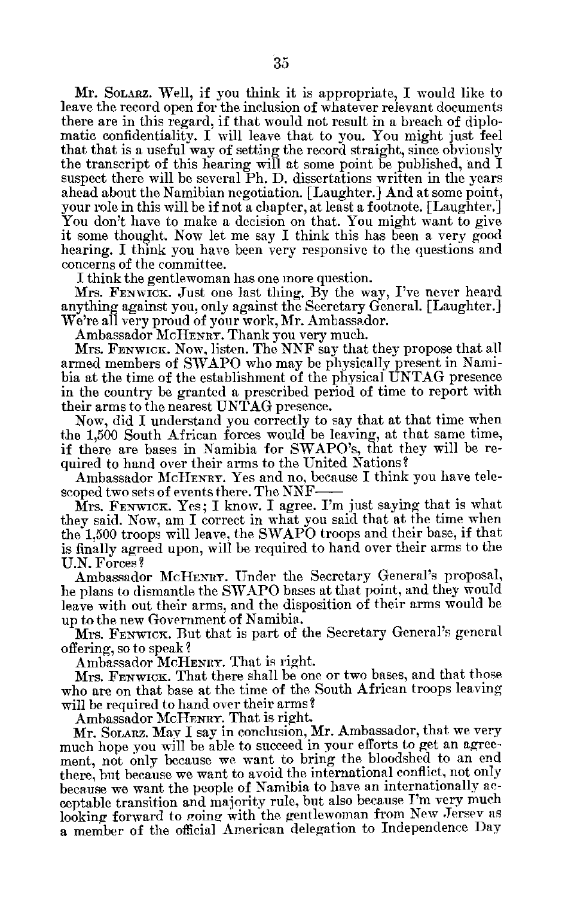Mr. SOLARZ. Well, if you think it is appropriate, I would like to leave the record open for the inclusion of whatever relevant documents there are in this regard, if that would not result in a breach of diplomatic confidentiality. I will leave that to you. You might just feel that that is a useful way of setting the record straight, since obviously the transcript of this hearing will at some point be published, and I suspect there will be several Ph. D. dissertations written in the years ahead about the Namibian negotiation. [Laughter.] And at some point, your role in this will be if not a chapter, at least a footnote. [Laughter.] You don't have to make a decision on that. You might want to give it some thought. Now let me say I think this has been a very good hearing. I think you have been very responsive to the questions and concerns of the committee.

I think the gentlewoman has one more question.

Mrs. FENWICK. Just one last thing. By the way, I've never heard anything against you, only against the Secretary General. [Laughter.] We're all very proud of your work, Mr. Ambassador.

Ambassador MCHENRY. Thank you very much.

Mrs. FENWICK. Now, listen. The NNF say that they propose that all armed members of SWAPO who may be physically present in Namibia at the time of the establishment of the physical UNTAG presence in the country be granted a prescribed period of time to report with their arms to the nearest UNTAG presence.

Now, did I understand you correctly to say that at that time when the 1,500 South African forces would be leaving, at that same time, if there are bases in Namibia for SWAPO's, that they will be required to hand over their arms to the United Nations?

Ambassador MCHENRY. Yes and no, because I think you have telescoped two sets of events there. The NNF——

Mrs. FENWICK. Yes; I know. I agree. I'm just saying that is what they said. Now, am I correct in what you said that at the time when the 1,500 troops will leave, the SWAPO troops and their base, if that is finally agreed upon, will be required to hand over their arms to the U.N. Forces?

Ambassador MCHENRY. Under the Secretary General's proposal, he plans to dismantle the SWAPO bases at that point, and they would leave with out their arms, and the disposition of their arms would be up to the new Government of Namibia.

Mrs. FENWICK. But that is part of the Secretary General's general offering, so to speak?

Ambassador MCHENRY. That is right.

Mrs. FENWICK. That there shall be one or two bases, and that those who are on that base at the time of the South African troops leaving will be required to hand over their arms?

Ambassador MCHENRY. That is right.

Mr. SOLARZ. May I say in conclusion, Mr. Ambassador, that we very much hope you will be able to succeed in your efforts to get an agreement, not only because we want to bring the bloodshed to an end there, but because we want to avoid the international conflict, not only because we want the people of Namibia to have an internationally acceptable transition and majority rule, but also because I'm very much looking forward to going with the gentlewoman from New Jersey as a member of the official American delegation to Independence Day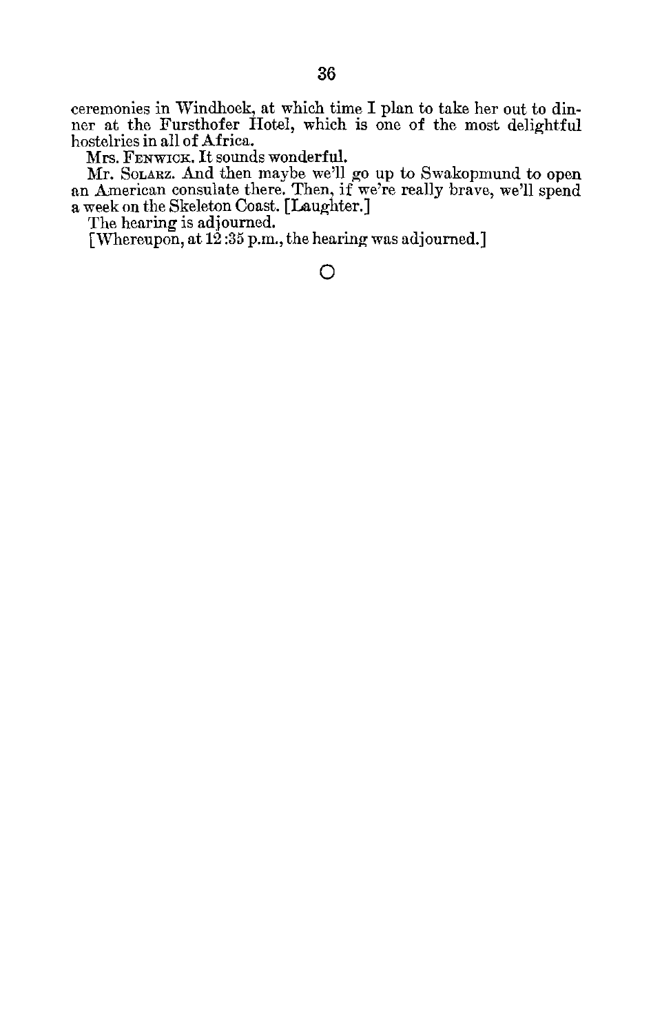ceremonies in Windhoek, at which time I plan to take her out to dinner at the Fursthofer Hotel, which is one of the most delightful hostelries in all of Africa.

Mrs. FENWICK. It sounds wonderful.

Mr. SOLARZ. And then maybe we'll go up to Swakopmund to open an American consulate there. Then, if we're really brave, we'll spend a week on the Skeleton Coast. [Laughter.]

The hearing is adjourned.

[Whereupon, at 12:35 p.m., the hearing was adjourned.]

○